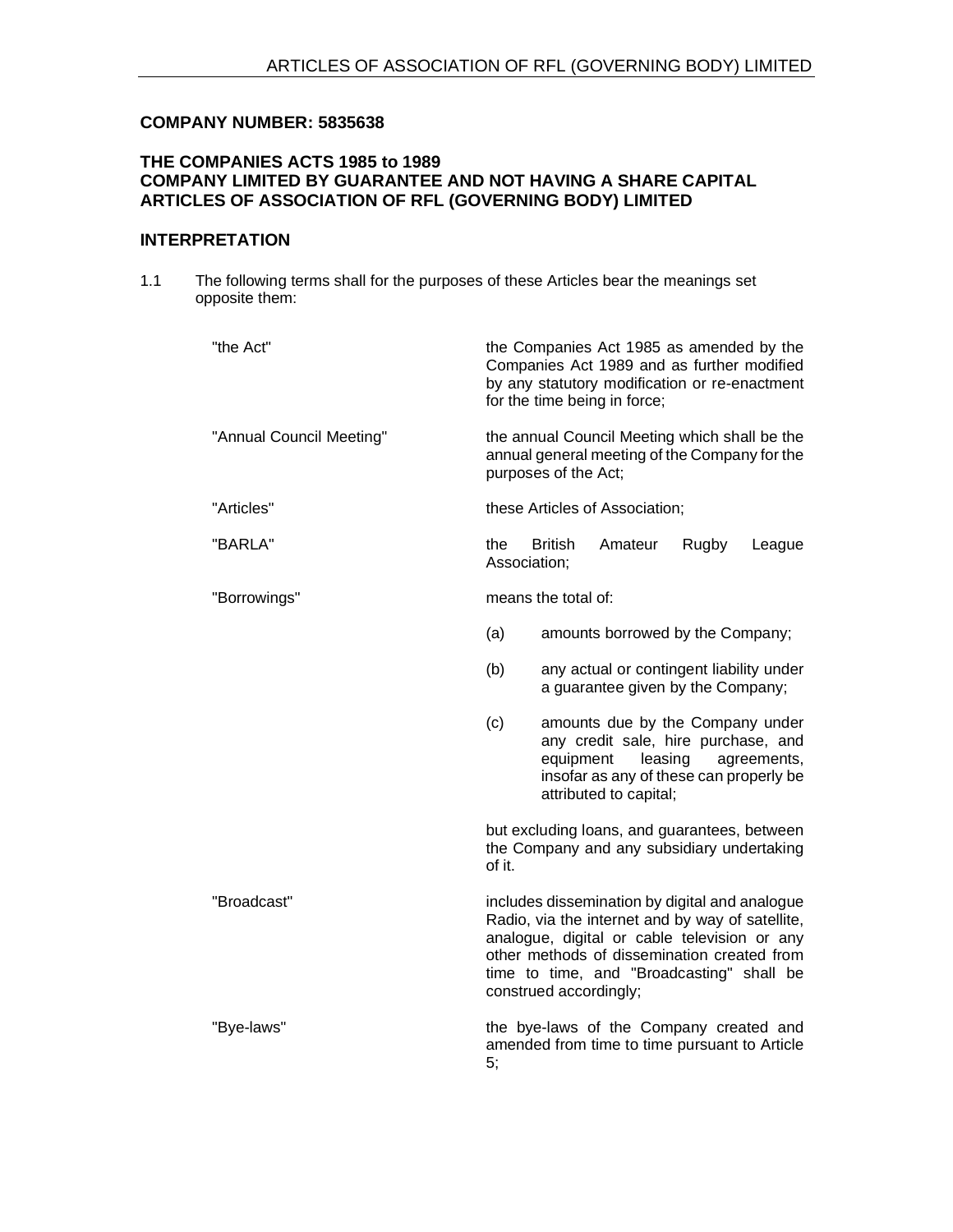**COMPANY NUMBER: 5835638**

**THE COMPANIES ACTS 1985 to 1989**
**COMPANY LIMITED BY GUARANTEE AND NOT HAVING A SHARE CAPITAL**
**ARTICLES OF ASSOCIATION OF RFL (GOVERNING BODY) LIMITED**

## INTERPRETATION

1.1 The following terms shall for the purposes of these Articles bear the meanings set opposite them:

"the Act" — the Companies Act 1985 as amended by the Companies Act 1989 and as further modified by any statutory modification or re-enactment for the time being in force;

"Annual Council Meeting" — the annual Council Meeting which shall be the annual general meeting of the Company for the purposes of the Act;

"Articles" — these Articles of Association;

"BARLA" — the British Amateur Rugby League Association;

"Borrowings" — means the total of:

(a) amounts borrowed by the Company;

(b) any actual or contingent liability under a guarantee given by the Company;

(c) amounts due by the Company under any credit sale, hire purchase, and equipment leasing agreements, insofar as any of these can properly be attributed to capital;

but excluding loans, and guarantees, between the Company and any subsidiary undertaking of it.

"Broadcast" — includes dissemination by digital and analogue Radio, via the internet and by way of satellite, analogue, digital or cable television or any other methods of dissemination created from time to time, and "Broadcasting" shall be construed accordingly;

"Bye-laws" — the bye-laws of the Company created and amended from time to time pursuant to Article 5;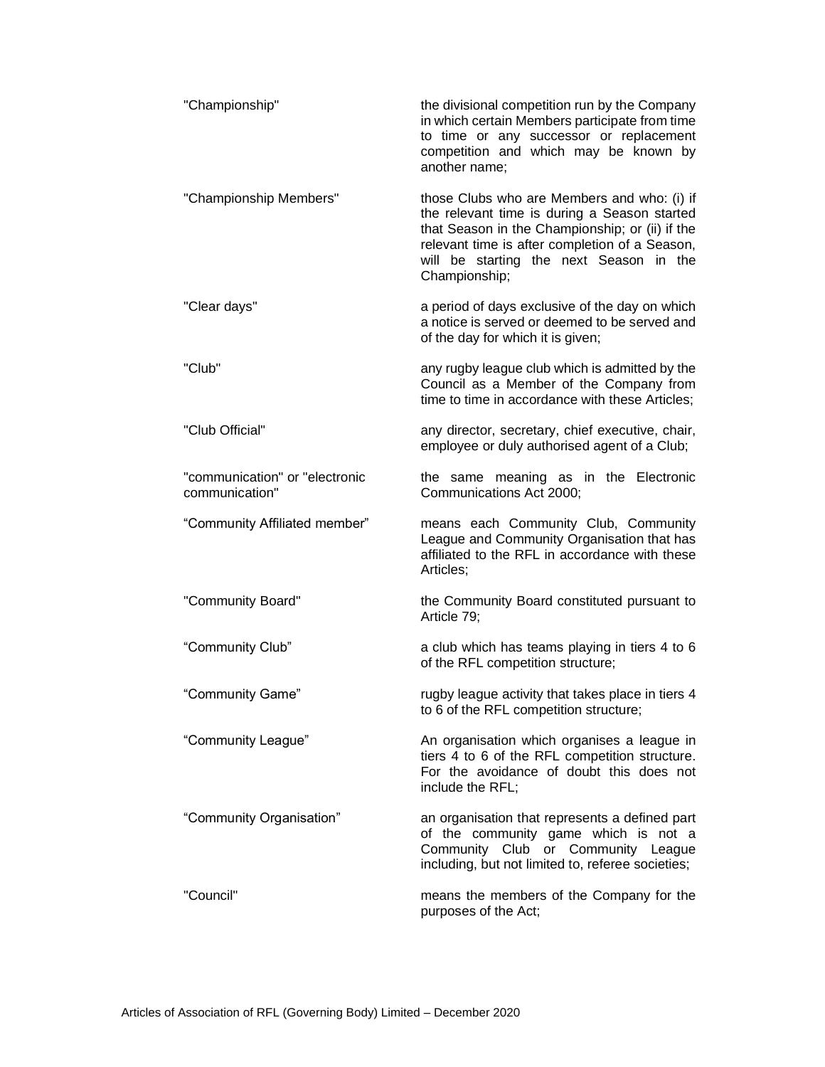| | |
|---|---|
| "Championship" | the divisional competition run by the Company in which certain Members participate from time to time or any successor or replacement competition and which may be known by another name; |
| "Championship Members" | those Clubs who are Members and who: (i) if the relevant time is during a Season started that Season in the Championship; or (ii) if the relevant time is after completion of a Season, will be starting the next Season in the Championship; |
| "Clear days" | a period of days exclusive of the day on which a notice is served or deemed to be served and of the day for which it is given; |
| "Club" | any rugby league club which is admitted by the Council as a Member of the Company from time to time in accordance with these Articles; |
| "Club Official" | any director, secretary, chief executive, chair, employee or duly authorised agent of a Club; |
| "communication" or "electronic communication" | the same meaning as in the Electronic Communications Act 2000; |
| "Community Affiliated member" | means each Community Club, Community League and Community Organisation that has affiliated to the RFL in accordance with these Articles; |
| "Community Board" | the Community Board constituted pursuant to Article 79; |
| "Community Club" | a club which has teams playing in tiers 4 to 6 of the RFL competition structure; |
| "Community Game" | rugby league activity that takes place in tiers 4 to 6 of the RFL competition structure; |
| "Community League" | An organisation which organises a league in tiers 4 to 6 of the RFL competition structure. For the avoidance of doubt this does not include the RFL; |
| "Community Organisation" | an organisation that represents a defined part of the community game which is not a Community Club or Community League including, but not limited to, referee societies; |
| "Council" | means the members of the Company for the purposes of the Act; |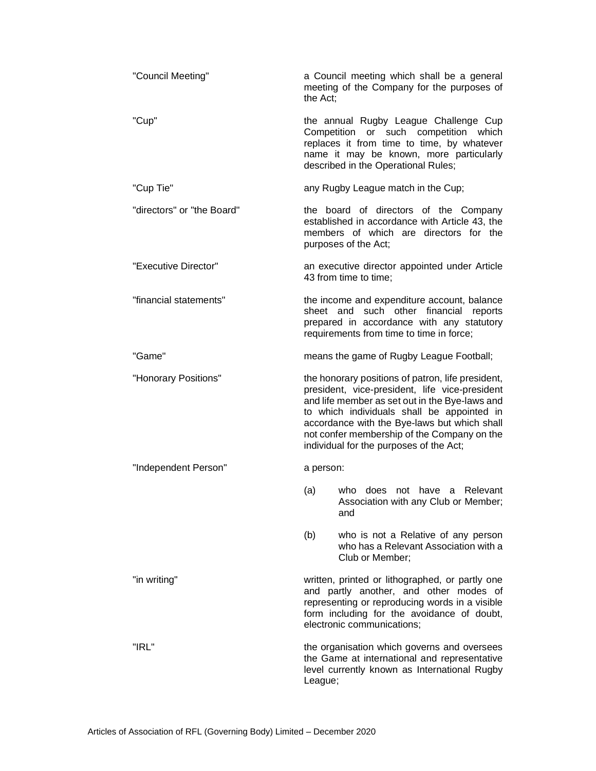| | |
|---|---|
| "Council Meeting" | a Council meeting which shall be a general meeting of the Company for the purposes of the Act; |
| "Cup" | the annual Rugby League Challenge Cup Competition or such competition which replaces it from time to time, by whatever name it may be known, more particularly described in the Operational Rules; |
| "Cup Tie" | any Rugby League match in the Cup; |
| "directors" or "the Board" | the board of directors of the Company established in accordance with Article 43, the members of which are directors for the purposes of the Act; |
| "Executive Director" | an executive director appointed under Article 43 from time to time; |
| "financial statements" | the income and expenditure account, balance sheet and such other financial reports prepared in accordance with any statutory requirements from time to time in force; |
| "Game" | means the game of Rugby League Football; |
| "Honorary Positions" | the honorary positions of patron, life president, president, vice-president, life vice-president and life member as set out in the Bye-laws and to which individuals shall be appointed in accordance with the Bye-laws but which shall not confer membership of the Company on the individual for the purposes of the Act; |
| "Independent Person" | a person: (a) who does not have a Relevant Association with any Club or Member; and (b) who is not a Relative of any person who has a Relevant Association with a Club or Member; |
| "in writing" | written, printed or lithographed, or partly one and partly another, and other modes of representing or reproducing words in a visible form including for the avoidance of doubt, electronic communications; |
| "IRL" | the organisation which governs and oversees the Game at international and representative level currently known as International Rugby League; |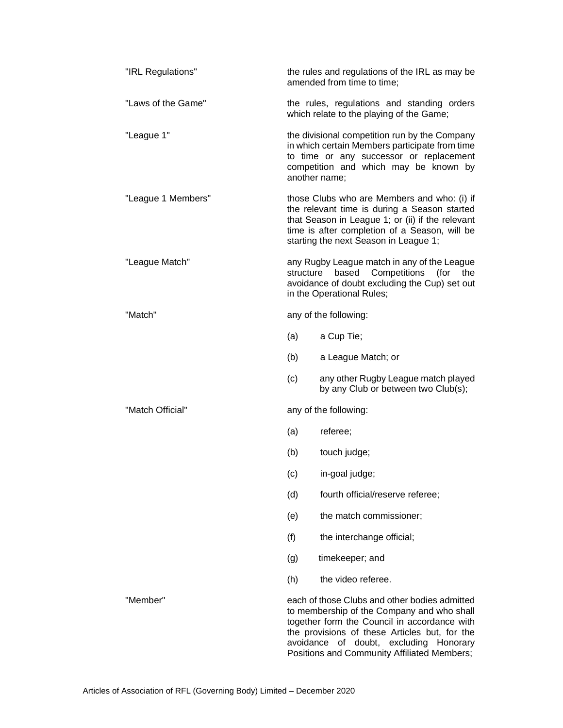"IRL Regulations" — the rules and regulations of the IRL as may be amended from time to time;

"Laws of the Game" — the rules, regulations and standing orders which relate to the playing of the Game;

"League 1" — the divisional competition run by the Company in which certain Members participate from time to time or any successor or replacement competition and which may be known by another name;

"League 1 Members" — those Clubs who are Members and who: (i) if the relevant time is during a Season started that Season in League 1; or (ii) if the relevant time is after completion of a Season, will be starting the next Season in League 1;

"League Match" — any Rugby League match in any of the League structure based Competitions (for the avoidance of doubt excluding the Cup) set out in the Operational Rules;

"Match" — any of the following:

(a) a Cup Tie;

(b) a League Match; or

(c) any other Rugby League match played by any Club or between two Club(s);

"Match Official" — any of the following:

(a) referee;

(b) touch judge;

(c) in-goal judge;

(d) fourth official/reserve referee;

(e) the match commissioner;

(f) the interchange official;

(g) timekeeper; and

(h) the video referee.

"Member" — each of those Clubs and other bodies admitted to membership of the Company and who shall together form the Council in accordance with the provisions of these Articles but, for the avoidance of doubt, excluding Honorary Positions and Community Affiliated Members;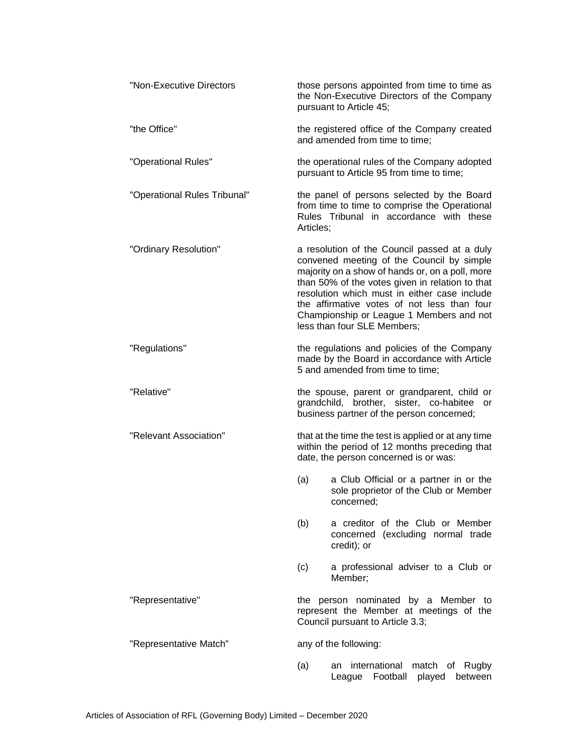"Non-Executive Directors — those persons appointed from time to time as the Non-Executive Directors of the Company pursuant to Article 45;

"the Office" — the registered office of the Company created and amended from time to time;

"Operational Rules" — the operational rules of the Company adopted pursuant to Article 95 from time to time;

"Operational Rules Tribunal" — the panel of persons selected by the Board from time to time to comprise the Operational Rules Tribunal in accordance with these Articles;

"Ordinary Resolution" — a resolution of the Council passed at a duly convened meeting of the Council by simple majority on a show of hands or, on a poll, more than 50% of the votes given in relation to that resolution which must in either case include the affirmative votes of not less than four Championship or League 1 Members and not less than four SLE Members;

"Regulations" — the regulations and policies of the Company made by the Board in accordance with Article 5 and amended from time to time;

"Relative" — the spouse, parent or grandparent, child or grandchild, brother, sister, co-habitee or business partner of the person concerned;

"Relevant Association" — that at the time the test is applied or at any time within the period of 12 months preceding that date, the person concerned is or was:

(a) a Club Official or a partner in or the sole proprietor of the Club or Member concerned;

(b) a creditor of the Club or Member concerned (excluding normal trade credit); or

(c) a professional adviser to a Club or Member;

"Representative" — the person nominated by a Member to represent the Member at meetings of the Council pursuant to Article 3.3;

"Representative Match" — any of the following:

(a) an international match of Rugby League Football played between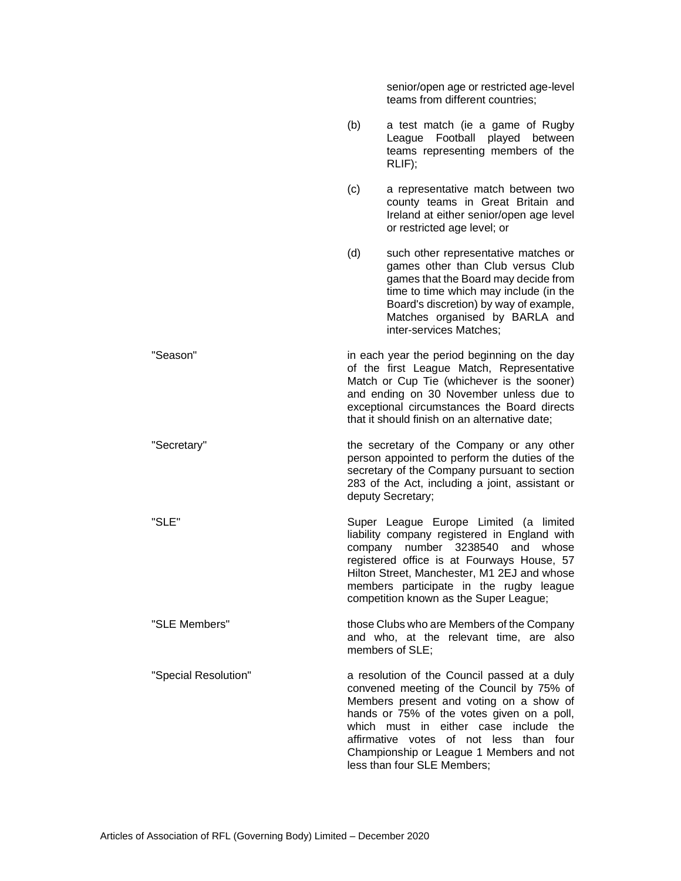senior/open age or restricted age-level teams from different countries;

(b) a test match (ie a game of Rugby League Football played between teams representing members of the RLIF);

(c) a representative match between two county teams in Great Britain and Ireland at either senior/open age level or restricted age level; or

(d) such other representative matches or games other than Club versus Club games that the Board may decide from time to time which may include (in the Board's discretion) by way of example, Matches organised by BARLA and inter-services Matches;

"Season" — in each year the period beginning on the day of the first League Match, Representative Match or Cup Tie (whichever is the sooner) and ending on 30 November unless due to exceptional circumstances the Board directs that it should finish on an alternative date;

"Secretary" — the secretary of the Company or any other person appointed to perform the duties of the secretary of the Company pursuant to section 283 of the Act, including a joint, assistant or deputy Secretary;

"SLE" — Super League Europe Limited (a limited liability company registered in England with company number 3238540 and whose registered office is at Fourways House, 57 Hilton Street, Manchester, M1 2EJ and whose members participate in the rugby league competition known as the Super League;

"SLE Members" — those Clubs who are Members of the Company and who, at the relevant time, are also members of SLE;

"Special Resolution" — a resolution of the Council passed at a duly convened meeting of the Council by 75% of Members present and voting on a show of hands or 75% of the votes given on a poll, which must in either case include the affirmative votes of not less than four Championship or League 1 Members and not less than four SLE Members;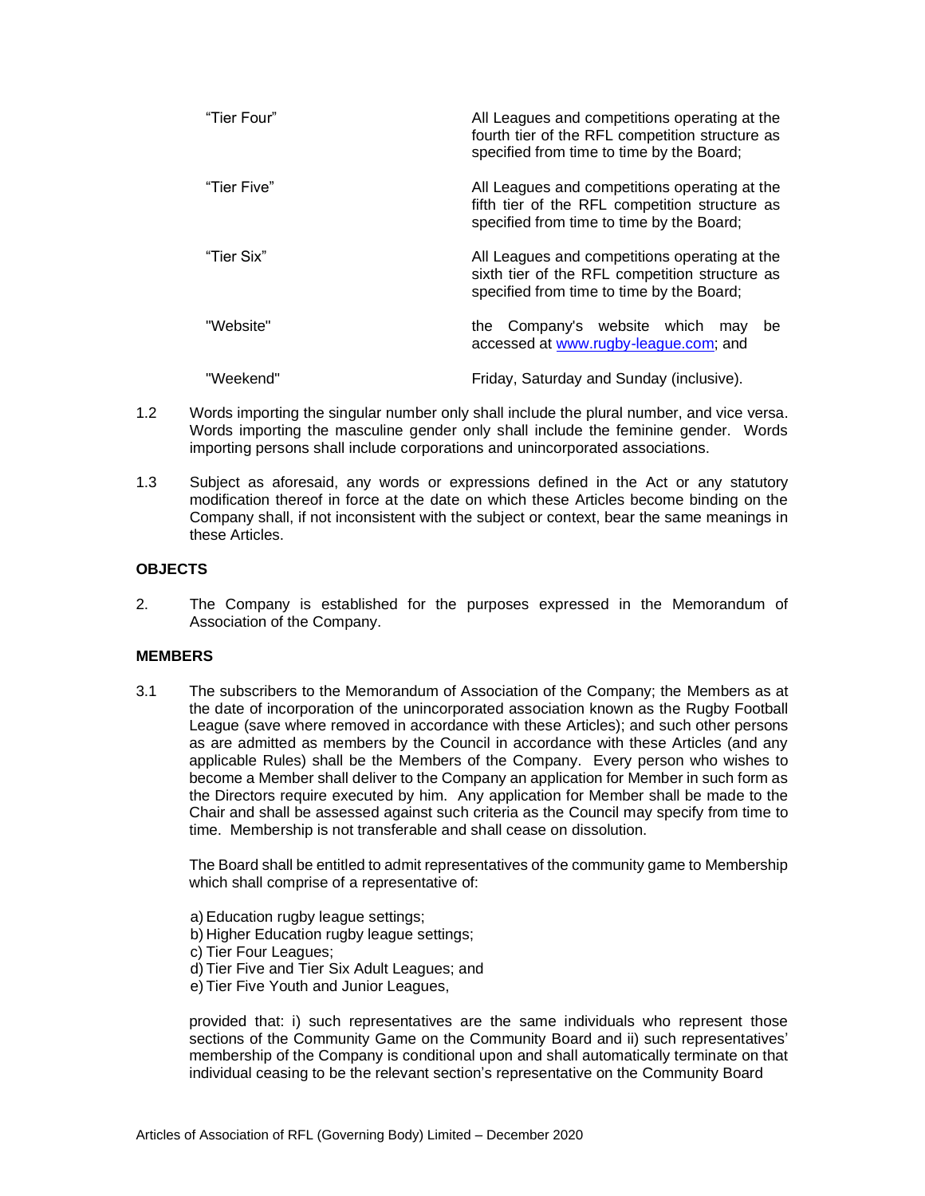| | |
|---|---|
| "Tier Four" | All Leagues and competitions operating at the fourth tier of the RFL competition structure as specified from time to time by the Board; |
| "Tier Five" | All Leagues and competitions operating at the fifth tier of the RFL competition structure as specified from time to time by the Board; |
| "Tier Six" | All Leagues and competitions operating at the sixth tier of the RFL competition structure as specified from time to time by the Board; |
| "Website" | the Company's website which may be accessed at www.rugby-league.com; and |
| "Weekend" | Friday, Saturday and Sunday (inclusive). |

1.2 Words importing the singular number only shall include the plural number, and vice versa. Words importing the masculine gender only shall include the feminine gender. Words importing persons shall include corporations and unincorporated associations.

1.3 Subject as aforesaid, any words or expressions defined in the Act or any statutory modification thereof in force at the date on which these Articles become binding on the Company shall, if not inconsistent with the subject or context, bear the same meanings in these Articles.

**OBJECTS**

2. The Company is established for the purposes expressed in the Memorandum of Association of the Company.

**MEMBERS**

3.1 The subscribers to the Memorandum of Association of the Company; the Members as at the date of incorporation of the unincorporated association known as the Rugby Football League (save where removed in accordance with these Articles); and such other persons as are admitted as members by the Council in accordance with these Articles (and any applicable Rules) shall be the Members of the Company. Every person who wishes to become a Member shall deliver to the Company an application for Member in such form as the Directors require executed by him. Any application for Member shall be made to the Chair and shall be assessed against such criteria as the Council may specify from time to time. Membership is not transferable and shall cease on dissolution.

The Board shall be entitled to admit representatives of the community game to Membership which shall comprise of a representative of:

a) Education rugby league settings;
b) Higher Education rugby league settings;
c) Tier Four Leagues;
d) Tier Five and Tier Six Adult Leagues; and
e) Tier Five Youth and Junior Leagues,

provided that: i) such representatives are the same individuals who represent those sections of the Community Game on the Community Board and ii) such representatives' membership of the Company is conditional upon and shall automatically terminate on that individual ceasing to be the relevant section's representative on the Community Board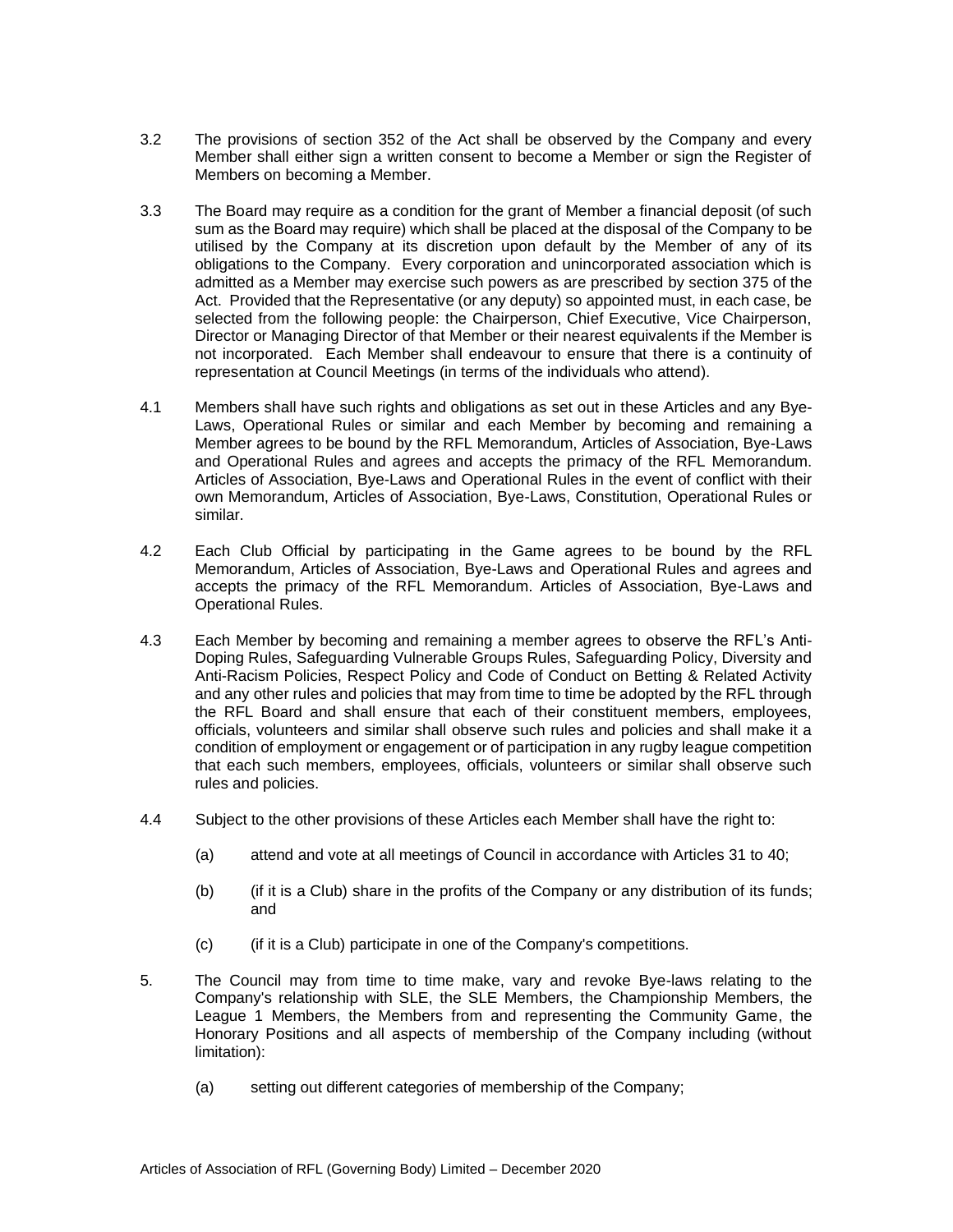3.2 The provisions of section 352 of the Act shall be observed by the Company and every Member shall either sign a written consent to become a Member or sign the Register of Members on becoming a Member.

3.3 The Board may require as a condition for the grant of Member a financial deposit (of such sum as the Board may require) which shall be placed at the disposal of the Company to be utilised by the Company at its discretion upon default by the Member of any of its obligations to the Company. Every corporation and unincorporated association which is admitted as a Member may exercise such powers as are prescribed by section 375 of the Act. Provided that the Representative (or any deputy) so appointed must, in each case, be selected from the following people: the Chairperson, Chief Executive, Vice Chairperson, Director or Managing Director of that Member or their nearest equivalents if the Member is not incorporated. Each Member shall endeavour to ensure that there is a continuity of representation at Council Meetings (in terms of the individuals who attend).

4.1 Members shall have such rights and obligations as set out in these Articles and any Bye-Laws, Operational Rules or similar and each Member by becoming and remaining a Member agrees to be bound by the RFL Memorandum, Articles of Association, Bye-Laws and Operational Rules and agrees and accepts the primacy of the RFL Memorandum. Articles of Association, Bye-Laws and Operational Rules in the event of conflict with their own Memorandum, Articles of Association, Bye-Laws, Constitution, Operational Rules or similar.

4.2 Each Club Official by participating in the Game agrees to be bound by the RFL Memorandum, Articles of Association, Bye-Laws and Operational Rules and agrees and accepts the primacy of the RFL Memorandum. Articles of Association, Bye-Laws and Operational Rules.

4.3 Each Member by becoming and remaining a member agrees to observe the RFL's Anti-Doping Rules, Safeguarding Vulnerable Groups Rules, Safeguarding Policy, Diversity and Anti-Racism Policies, Respect Policy and Code of Conduct on Betting & Related Activity and any other rules and policies that may from time to time be adopted by the RFL through the RFL Board and shall ensure that each of their constituent members, employees, officials, volunteers and similar shall observe such rules and policies and shall make it a condition of employment or engagement or of participation in any rugby league competition that each such members, employees, officials, volunteers or similar shall observe such rules and policies.

4.4 Subject to the other provisions of these Articles each Member shall have the right to:

(a) attend and vote at all meetings of Council in accordance with Articles 31 to 40;

(b) (if it is a Club) share in the profits of the Company or any distribution of its funds; and

(c) (if it is a Club) participate in one of the Company's competitions.

5. The Council may from time to time make, vary and revoke Bye-laws relating to the Company's relationship with SLE, the SLE Members, the Championship Members, the League 1 Members, the Members from and representing the Community Game, the Honorary Positions and all aspects of membership of the Company including (without limitation):

(a) setting out different categories of membership of the Company;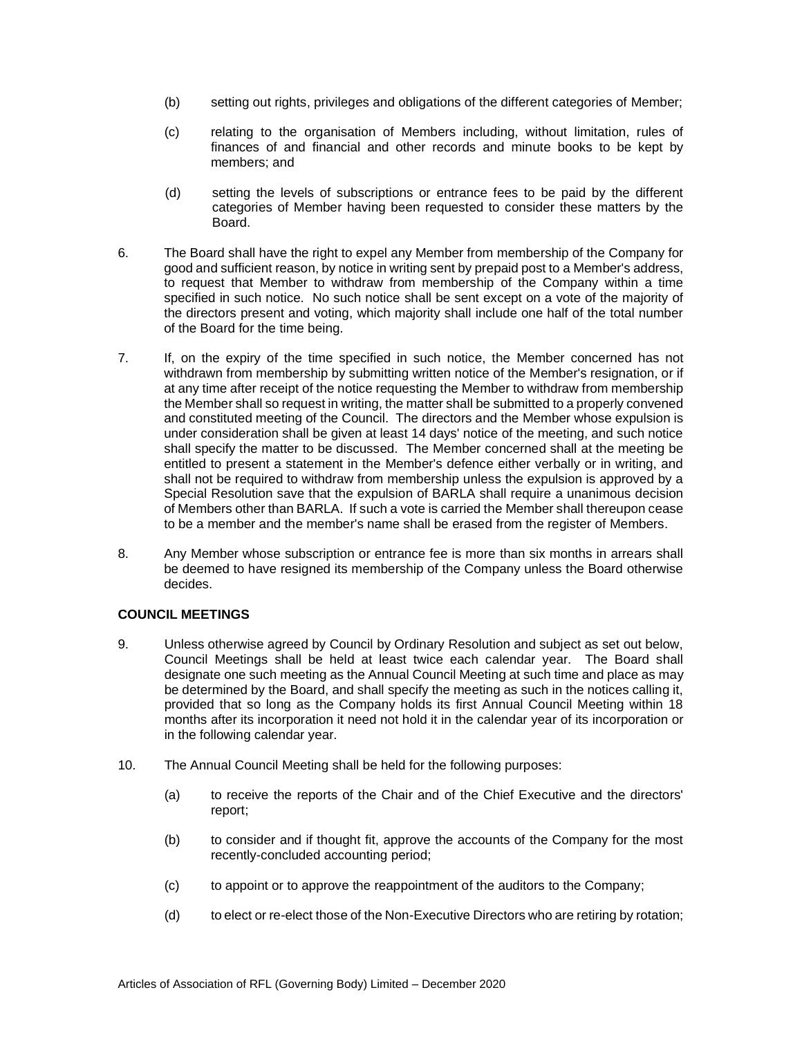(b) setting out rights, privileges and obligations of the different categories of Member;

(c) relating to the organisation of Members including, without limitation, rules of finances of and financial and other records and minute books to be kept by members; and

(d) setting the levels of subscriptions or entrance fees to be paid by the different categories of Member having been requested to consider these matters by the Board.

6. The Board shall have the right to expel any Member from membership of the Company for good and sufficient reason, by notice in writing sent by prepaid post to a Member's address, to request that Member to withdraw from membership of the Company within a time specified in such notice. No such notice shall be sent except on a vote of the majority of the directors present and voting, which majority shall include one half of the total number of the Board for the time being.

7. If, on the expiry of the time specified in such notice, the Member concerned has not withdrawn from membership by submitting written notice of the Member's resignation, or if at any time after receipt of the notice requesting the Member to withdraw from membership the Member shall so request in writing, the matter shall be submitted to a properly convened and constituted meeting of the Council. The directors and the Member whose expulsion is under consideration shall be given at least 14 days' notice of the meeting, and such notice shall specify the matter to be discussed. The Member concerned shall at the meeting be entitled to present a statement in the Member's defence either verbally or in writing, and shall not be required to withdraw from membership unless the expulsion is approved by a Special Resolution save that the expulsion of BARLA shall require a unanimous decision of Members other than BARLA. If such a vote is carried the Member shall thereupon cease to be a member and the member's name shall be erased from the register of Members.

8. Any Member whose subscription or entrance fee is more than six months in arrears shall be deemed to have resigned its membership of the Company unless the Board otherwise decides.

## COUNCIL MEETINGS

9. Unless otherwise agreed by Council by Ordinary Resolution and subject as set out below, Council Meetings shall be held at least twice each calendar year. The Board shall designate one such meeting as the Annual Council Meeting at such time and place as may be determined by the Board, and shall specify the meeting as such in the notices calling it, provided that so long as the Company holds its first Annual Council Meeting within 18 months after its incorporation it need not hold it in the calendar year of its incorporation or in the following calendar year.

10. The Annual Council Meeting shall be held for the following purposes:

(a) to receive the reports of the Chair and of the Chief Executive and the directors' report;

(b) to consider and if thought fit, approve the accounts of the Company for the most recently-concluded accounting period;

(c) to appoint or to approve the reappointment of the auditors to the Company;

(d) to elect or re-elect those of the Non-Executive Directors who are retiring by rotation;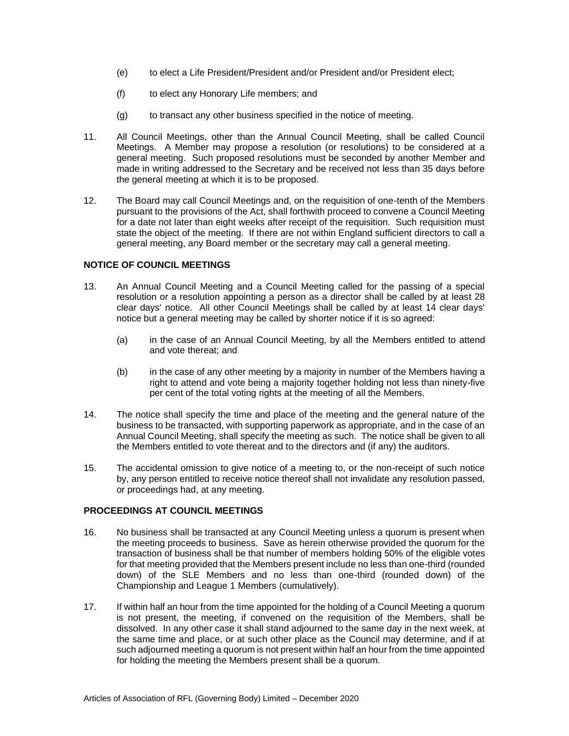(e) to elect a Life President/President and/or President and/or President elect;

(f) to elect any Honorary Life members; and

(g) to transact any other business specified in the notice of meeting.

11. All Council Meetings, other than the Annual Council Meeting, shall be called Council Meetings. A Member may propose a resolution (or resolutions) to be considered at a general meeting. Such proposed resolutions must be seconded by another Member and made in writing addressed to the Secretary and be received not less than 35 days before the general meeting at which it is to be proposed.

12. The Board may call Council Meetings and, on the requisition of one-tenth of the Members pursuant to the provisions of the Act, shall forthwith proceed to convene a Council Meeting for a date not later than eight weeks after receipt of the requisition. Such requisition must state the object of the meeting. If there are not within England sufficient directors to call a general meeting, any Board member or the secretary may call a general meeting.

**NOTICE OF COUNCIL MEETINGS**

13. An Annual Council Meeting and a Council Meeting called for the passing of a special resolution or a resolution appointing a person as a director shall be called by at least 28 clear days' notice. All other Council Meetings shall be called by at least 14 clear days' notice but a general meeting may be called by shorter notice if it is so agreed:

    (a) in the case of an Annual Council Meeting, by all the Members entitled to attend and vote thereat; and

    (b) in the case of any other meeting by a majority in number of the Members having a right to attend and vote being a majority together holding not less than ninety-five per cent of the total voting rights at the meeting of all the Members.

14. The notice shall specify the time and place of the meeting and the general nature of the business to be transacted, with supporting paperwork as appropriate, and in the case of an Annual Council Meeting, shall specify the meeting as such. The notice shall be given to all the Members entitled to vote thereat and to the directors and (if any) the auditors.

15. The accidental omission to give notice of a meeting to, or the non-receipt of such notice by, any person entitled to receive notice thereof shall not invalidate any resolution passed, or proceedings had, at any meeting.

**PROCEEDINGS AT COUNCIL MEETINGS**

16. No business shall be transacted at any Council Meeting unless a quorum is present when the meeting proceeds to business. Save as herein otherwise provided the quorum for the transaction of business shall be that number of members holding 50% of the eligible votes for that meeting provided that the Members present include no less than one-third (rounded down) of the SLE Members and no less than one-third (rounded down) of the Championship and League 1 Members (cumulatively).

17. If within half an hour from the time appointed for the holding of a Council Meeting a quorum is not present, the meeting, if convened on the requisition of the Members, shall be dissolved. In any other case it shall stand adjourned to the same day in the next week, at the same time and place, or at such other place as the Council may determine, and if at such adjourned meeting a quorum is not present within half an hour from the time appointed for holding the meeting the Members present shall be a quorum.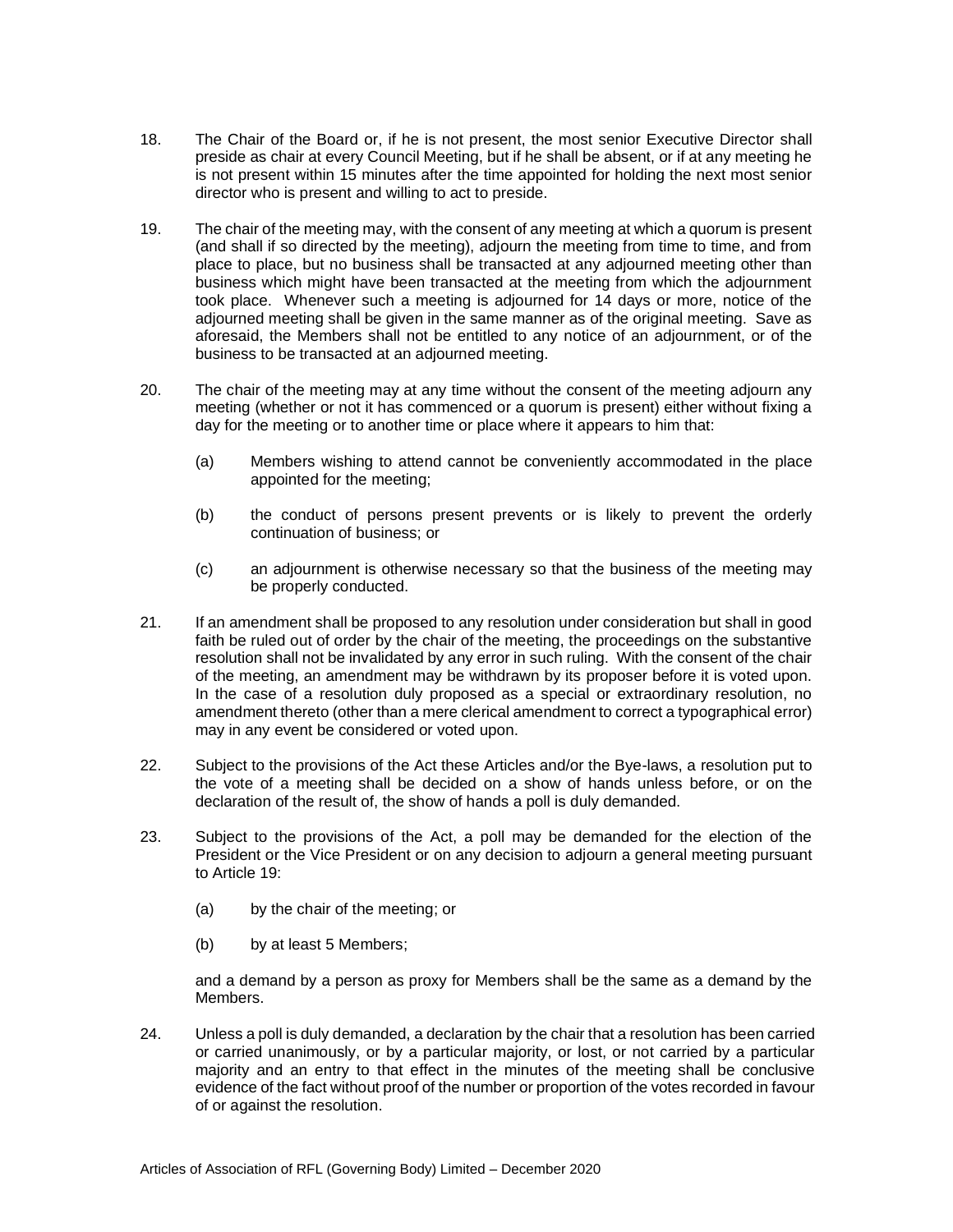18. The Chair of the Board or, if he is not present, the most senior Executive Director shall preside as chair at every Council Meeting, but if he shall be absent, or if at any meeting he is not present within 15 minutes after the time appointed for holding the next most senior director who is present and willing to act to preside.

19. The chair of the meeting may, with the consent of any meeting at which a quorum is present (and shall if so directed by the meeting), adjourn the meeting from time to time, and from place to place, but no business shall be transacted at any adjourned meeting other than business which might have been transacted at the meeting from which the adjournment took place. Whenever such a meeting is adjourned for 14 days or more, notice of the adjourned meeting shall be given in the same manner as of the original meeting. Save as aforesaid, the Members shall not be entitled to any notice of an adjournment, or of the business to be transacted at an adjourned meeting.

20. The chair of the meeting may at any time without the consent of the meeting adjourn any meeting (whether or not it has commenced or a quorum is present) either without fixing a day for the meeting or to another time or place where it appears to him that:

    (a) Members wishing to attend cannot be conveniently accommodated in the place appointed for the meeting;

    (b) the conduct of persons present prevents or is likely to prevent the orderly continuation of business; or

    (c) an adjournment is otherwise necessary so that the business of the meeting may be properly conducted.

21. If an amendment shall be proposed to any resolution under consideration but shall in good faith be ruled out of order by the chair of the meeting, the proceedings on the substantive resolution shall not be invalidated by any error in such ruling. With the consent of the chair of the meeting, an amendment may be withdrawn by its proposer before it is voted upon. In the case of a resolution duly proposed as a special or extraordinary resolution, no amendment thereto (other than a mere clerical amendment to correct a typographical error) may in any event be considered or voted upon.

22. Subject to the provisions of the Act these Articles and/or the Bye-laws, a resolution put to the vote of a meeting shall be decided on a show of hands unless before, or on the declaration of the result of, the show of hands a poll is duly demanded.

23. Subject to the provisions of the Act, a poll may be demanded for the election of the President or the Vice President or on any decision to adjourn a general meeting pursuant to Article 19:

    (a) by the chair of the meeting; or

    (b) by at least 5 Members;

    and a demand by a person as proxy for Members shall be the same as a demand by the Members.

24. Unless a poll is duly demanded, a declaration by the chair that a resolution has been carried or carried unanimously, or by a particular majority, or lost, or not carried by a particular majority and an entry to that effect in the minutes of the meeting shall be conclusive evidence of the fact without proof of the number or proportion of the votes recorded in favour of or against the resolution.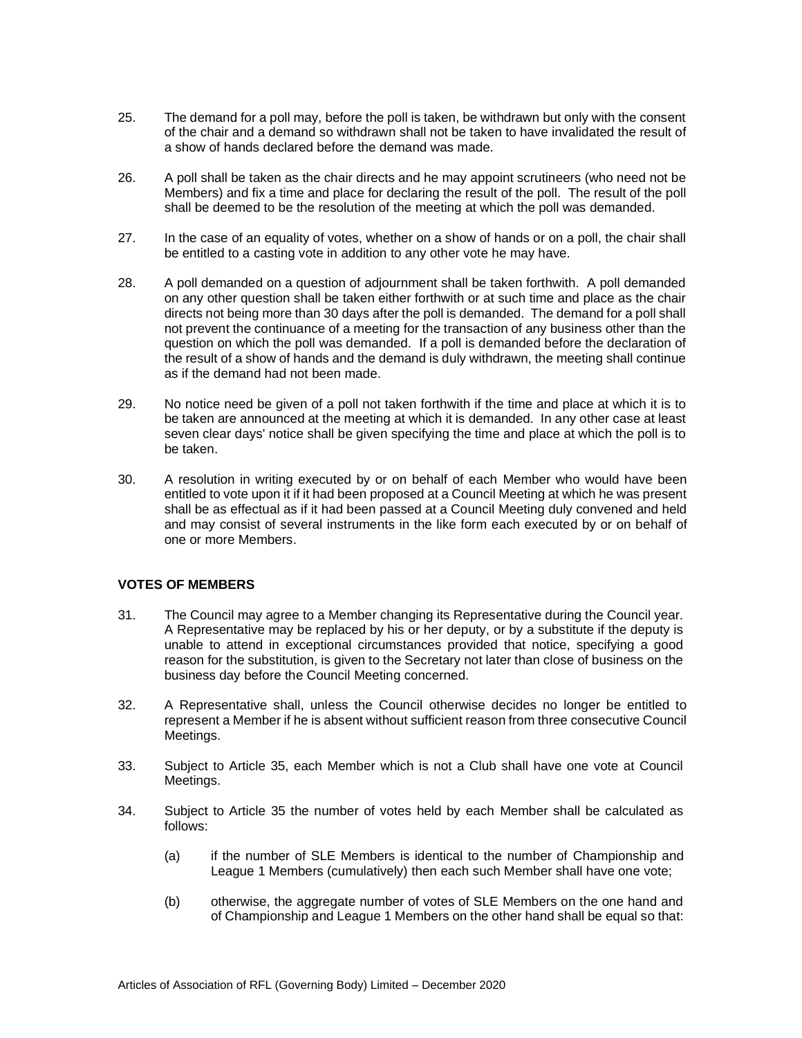25. The demand for a poll may, before the poll is taken, be withdrawn but only with the consent of the chair and a demand so withdrawn shall not be taken to have invalidated the result of a show of hands declared before the demand was made.

26. A poll shall be taken as the chair directs and he may appoint scrutineers (who need not be Members) and fix a time and place for declaring the result of the poll. The result of the poll shall be deemed to be the resolution of the meeting at which the poll was demanded.

27. In the case of an equality of votes, whether on a show of hands or on a poll, the chair shall be entitled to a casting vote in addition to any other vote he may have.

28. A poll demanded on a question of adjournment shall be taken forthwith. A poll demanded on any other question shall be taken either forthwith or at such time and place as the chair directs not being more than 30 days after the poll is demanded. The demand for a poll shall not prevent the continuance of a meeting for the transaction of any business other than the question on which the poll was demanded. If a poll is demanded before the declaration of the result of a show of hands and the demand is duly withdrawn, the meeting shall continue as if the demand had not been made.

29. No notice need be given of a poll not taken forthwith if the time and place at which it is to be taken are announced at the meeting at which it is demanded. In any other case at least seven clear days' notice shall be given specifying the time and place at which the poll is to be taken.

30. A resolution in writing executed by or on behalf of each Member who would have been entitled to vote upon it if it had been proposed at a Council Meeting at which he was present shall be as effectual as if it had been passed at a Council Meeting duly convened and held and may consist of several instruments in the like form each executed by or on behalf of one or more Members.

**VOTES OF MEMBERS**

31. The Council may agree to a Member changing its Representative during the Council year. A Representative may be replaced by his or her deputy, or by a substitute if the deputy is unable to attend in exceptional circumstances provided that notice, specifying a good reason for the substitution, is given to the Secretary not later than close of business on the business day before the Council Meeting concerned.

32. A Representative shall, unless the Council otherwise decides no longer be entitled to represent a Member if he is absent without sufficient reason from three consecutive Council Meetings.

33. Subject to Article 35, each Member which is not a Club shall have one vote at Council Meetings.

34. Subject to Article 35 the number of votes held by each Member shall be calculated as follows:

    (a) if the number of SLE Members is identical to the number of Championship and League 1 Members (cumulatively) then each such Member shall have one vote;

    (b) otherwise, the aggregate number of votes of SLE Members on the one hand and of Championship and League 1 Members on the other hand shall be equal so that: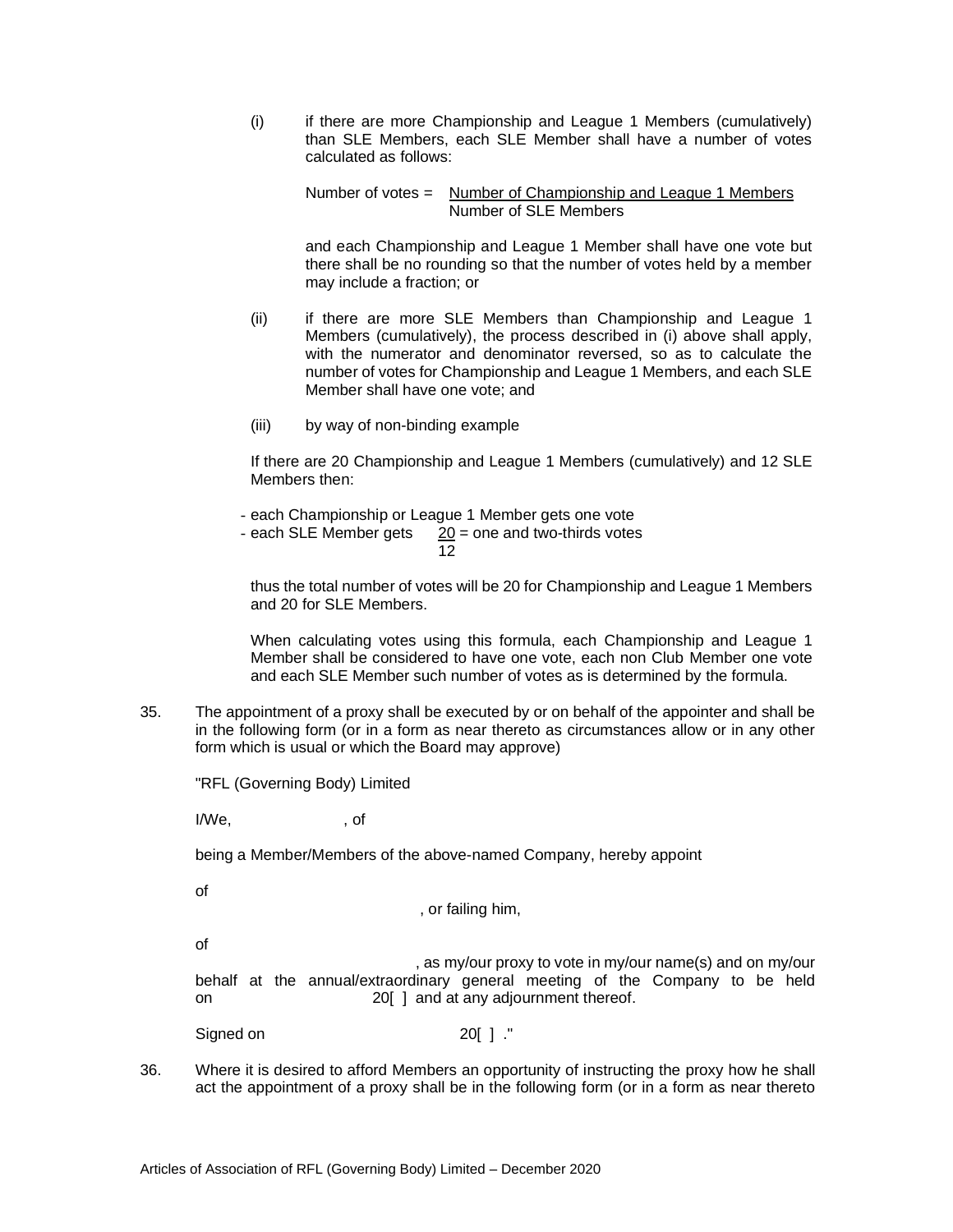(i) if there are more Championship and League 1 Members (cumulatively) than SLE Members, each SLE Member shall have a number of votes calculated as follows:

$$\text{Number of votes} = \frac{\text{Number of Championship and League 1 Members}}{\text{Number of SLE Members}}$$

and each Championship and League 1 Member shall have one vote but there shall be no rounding so that the number of votes held by a member may include a fraction; or

(ii) if there are more SLE Members than Championship and League 1 Members (cumulatively), the process described in (i) above shall apply, with the numerator and denominator reversed, so as to calculate the number of votes for Championship and League 1 Members, and each SLE Member shall have one vote; and

(iii) by way of non-binding example

If there are 20 Championship and League 1 Members (cumulatively) and 12 SLE Members then:

- each Championship or League 1 Member gets one vote
- each SLE Member gets $\frac{20}{12}$ = one and two-thirds votes

thus the total number of votes will be 20 for Championship and League 1 Members and 20 for SLE Members.

When calculating votes using this formula, each Championship and League 1 Member shall be considered to have one vote, each non Club Member one vote and each SLE Member such number of votes as is determined by the formula.

35. The appointment of a proxy shall be executed by or on behalf of the appointer and shall be in the following form (or in a form as near thereto as circumstances allow or in any other form which is usual or which the Board may approve)

"RFL (Governing Body) Limited

I/We, , of

being a Member/Members of the above-named Company, hereby appoint

of

, or failing him,

of

, as my/our proxy to vote in my/our name(s) and on my/our behalf at the annual/extraordinary general meeting of the Company to be held on 20[ ] and at any adjournment thereof.

Signed on 20[ ] ."

36. Where it is desired to afford Members an opportunity of instructing the proxy how he shall act the appointment of a proxy shall be in the following form (or in a form as near thereto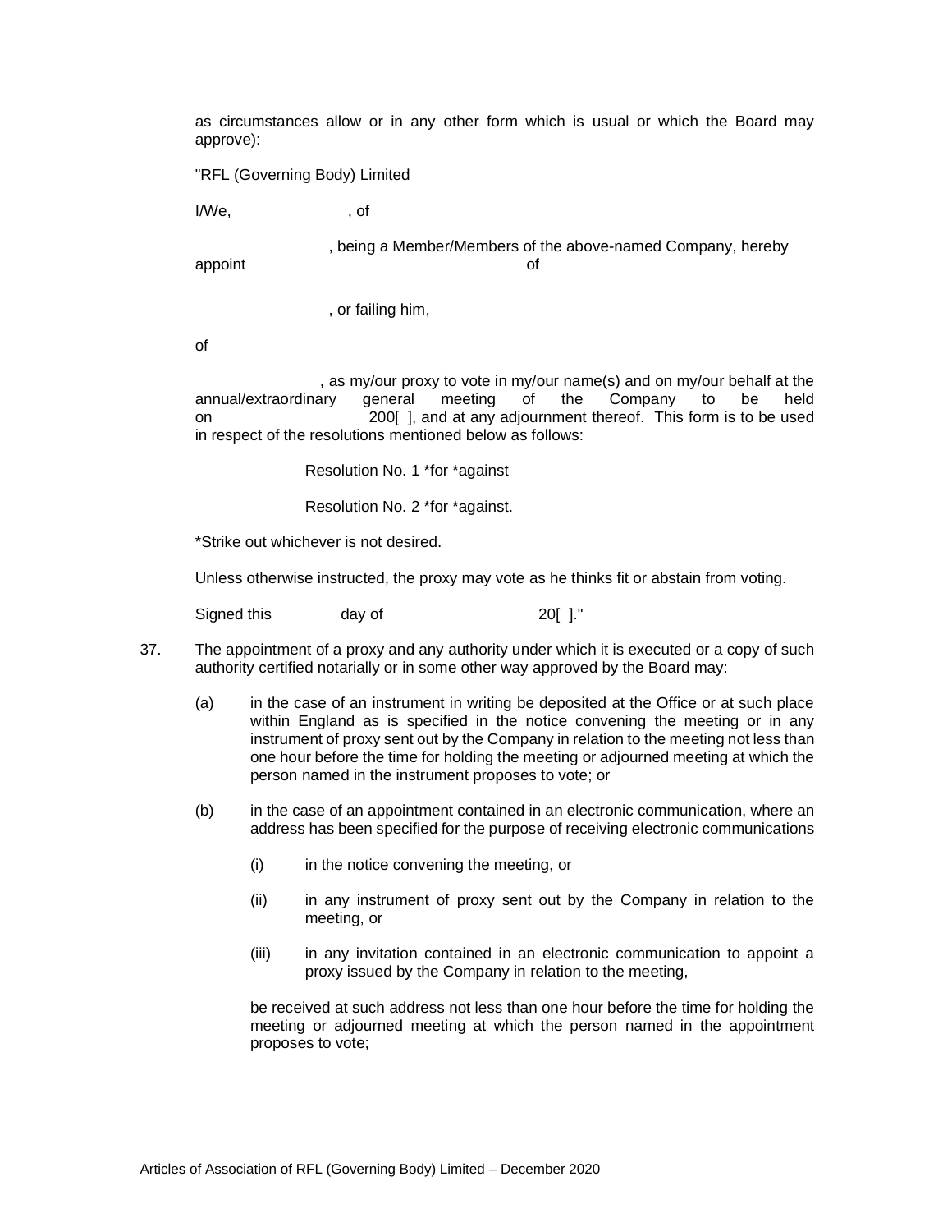as circumstances allow or in any other form which is usual or which the Board may approve):

"RFL (Governing Body) Limited

I/We, , of

, being a Member/Members of the above-named Company, hereby appoint of

, or failing him,

of

, as my/our proxy to vote in my/our name(s) and on my/our behalf at the annual/extraordinary general meeting of the Company to be held on 200[ ], and at any adjournment thereof. This form is to be used in respect of the resolutions mentioned below as follows:

Resolution No. 1 *for *against

Resolution No. 2 *for *against.

*Strike out whichever is not desired.

Unless otherwise instructed, the proxy may vote as he thinks fit or abstain from voting.

Signed this day of 20[ ]."

37. The appointment of a proxy and any authority under which it is executed or a copy of such authority certified notarially or in some other way approved by the Board may:

   (a) in the case of an instrument in writing be deposited at the Office or at such place within England as is specified in the notice convening the meeting or in any instrument of proxy sent out by the Company in relation to the meeting not less than one hour before the time for holding the meeting or adjourned meeting at which the person named in the instrument proposes to vote; or

   (b) in the case of an appointment contained in an electronic communication, where an address has been specified for the purpose of receiving electronic communications

      (i) in the notice convening the meeting, or

      (ii) in any instrument of proxy sent out by the Company in relation to the meeting, or

      (iii) in any invitation contained in an electronic communication to appoint a proxy issued by the Company in relation to the meeting,

   be received at such address not less than one hour before the time for holding the meeting or adjourned meeting at which the person named in the appointment proposes to vote;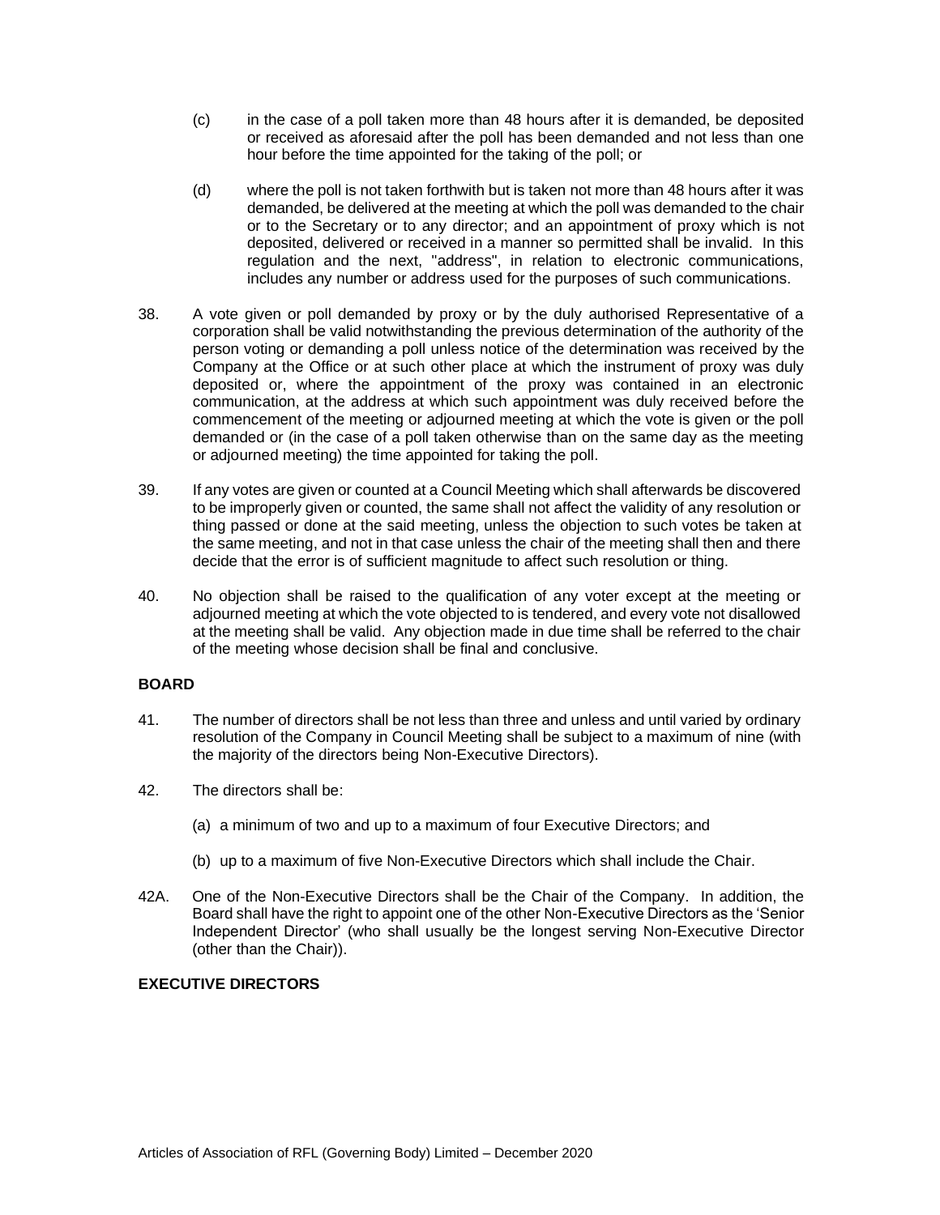(c) in the case of a poll taken more than 48 hours after it is demanded, be deposited or received as aforesaid after the poll has been demanded and not less than one hour before the time appointed for the taking of the poll; or

(d) where the poll is not taken forthwith but is taken not more than 48 hours after it was demanded, be delivered at the meeting at which the poll was demanded to the chair or to the Secretary or to any director; and an appointment of proxy which is not deposited, delivered or received in a manner so permitted shall be invalid. In this regulation and the next, "address", in relation to electronic communications, includes any number or address used for the purposes of such communications.

38. A vote given or poll demanded by proxy or by the duly authorised Representative of a corporation shall be valid notwithstanding the previous determination of the authority of the person voting or demanding a poll unless notice of the determination was received by the Company at the Office or at such other place at which the instrument of proxy was duly deposited or, where the appointment of the proxy was contained in an electronic communication, at the address at which such appointment was duly received before the commencement of the meeting or adjourned meeting at which the vote is given or the poll demanded or (in the case of a poll taken otherwise than on the same day as the meeting or adjourned meeting) the time appointed for taking the poll.

39. If any votes are given or counted at a Council Meeting which shall afterwards be discovered to be improperly given or counted, the same shall not affect the validity of any resolution or thing passed or done at the said meeting, unless the objection to such votes be taken at the same meeting, and not in that case unless the chair of the meeting shall then and there decide that the error is of sufficient magnitude to affect such resolution or thing.

40. No objection shall be raised to the qualification of any voter except at the meeting or adjourned meeting at which the vote objected to is tendered, and every vote not disallowed at the meeting shall be valid. Any objection made in due time shall be referred to the chair of the meeting whose decision shall be final and conclusive.

**BOARD**

41. The number of directors shall be not less than three and unless and until varied by ordinary resolution of the Company in Council Meeting shall be subject to a maximum of nine (with the majority of the directors being Non-Executive Directors).

42. The directors shall be:

(a) a minimum of two and up to a maximum of four Executive Directors; and

(b) up to a maximum of five Non-Executive Directors which shall include the Chair.

42A. One of the Non-Executive Directors shall be the Chair of the Company. In addition, the Board shall have the right to appoint one of the other Non-Executive Directors as the 'Senior Independent Director' (who shall usually be the longest serving Non-Executive Director (other than the Chair)).

**EXECUTIVE DIRECTORS**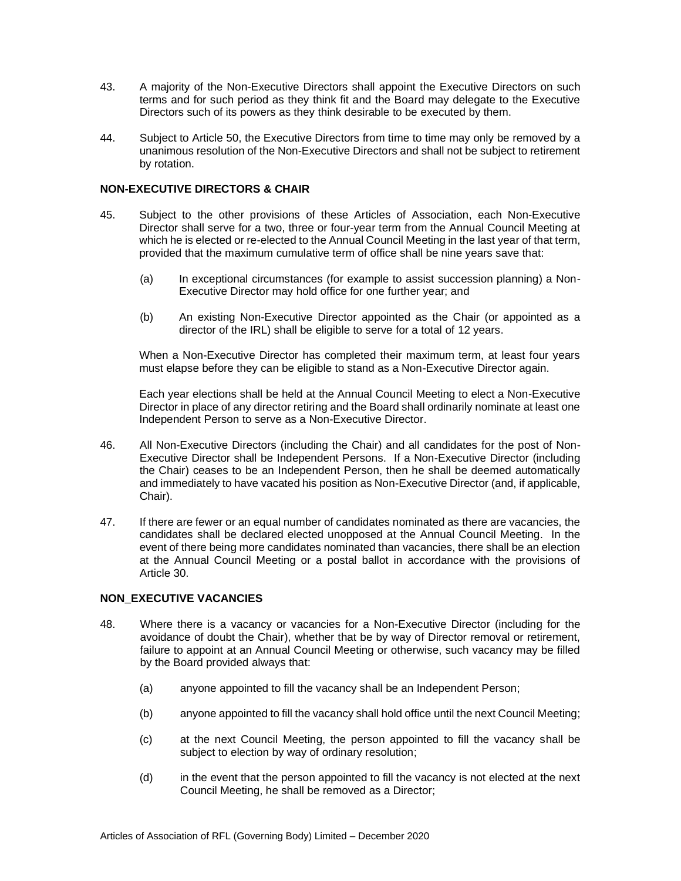43. A majority of the Non-Executive Directors shall appoint the Executive Directors on such terms and for such period as they think fit and the Board may delegate to the Executive Directors such of its powers as they think desirable to be executed by them.

44. Subject to Article 50, the Executive Directors from time to time may only be removed by a unanimous resolution of the Non-Executive Directors and shall not be subject to retirement by rotation.

**NON-EXECUTIVE DIRECTORS & CHAIR**

45. Subject to the other provisions of these Articles of Association, each Non-Executive Director shall serve for a two, three or four-year term from the Annual Council Meeting at which he is elected or re-elected to the Annual Council Meeting in the last year of that term, provided that the maximum cumulative term of office shall be nine years save that:

    (a) In exceptional circumstances (for example to assist succession planning) a Non-Executive Director may hold office for one further year; and

    (b) An existing Non-Executive Director appointed as the Chair (or appointed as a director of the IRL) shall be eligible to serve for a total of 12 years.

    When a Non-Executive Director has completed their maximum term, at least four years must elapse before they can be eligible to stand as a Non-Executive Director again.

    Each year elections shall be held at the Annual Council Meeting to elect a Non-Executive Director in place of any director retiring and the Board shall ordinarily nominate at least one Independent Person to serve as a Non-Executive Director.

46. All Non-Executive Directors (including the Chair) and all candidates for the post of Non-Executive Director shall be Independent Persons. If a Non-Executive Director (including the Chair) ceases to be an Independent Person, then he shall be deemed automatically and immediately to have vacated his position as Non-Executive Director (and, if applicable, Chair).

47. If there are fewer or an equal number of candidates nominated as there are vacancies, the candidates shall be declared elected unopposed at the Annual Council Meeting. In the event of there being more candidates nominated than vacancies, there shall be an election at the Annual Council Meeting or a postal ballot in accordance with the provisions of Article 30.

**NON_EXECUTIVE VACANCIES**

48. Where there is a vacancy or vacancies for a Non-Executive Director (including for the avoidance of doubt the Chair), whether that be by way of Director removal or retirement, failure to appoint at an Annual Council Meeting or otherwise, such vacancy may be filled by the Board provided always that:

    (a) anyone appointed to fill the vacancy shall be an Independent Person;

    (b) anyone appointed to fill the vacancy shall hold office until the next Council Meeting;

    (c) at the next Council Meeting, the person appointed to fill the vacancy shall be subject to election by way of ordinary resolution;

    (d) in the event that the person appointed to fill the vacancy is not elected at the next Council Meeting, he shall be removed as a Director;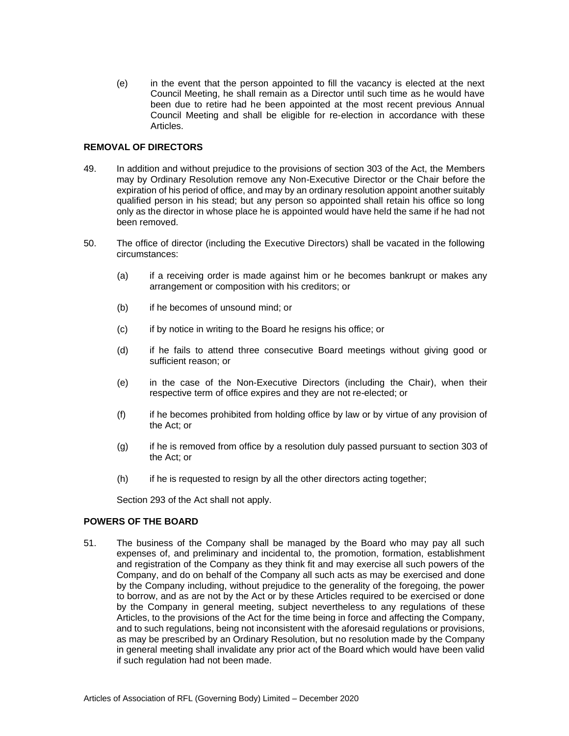(e) in the event that the person appointed to fill the vacancy is elected at the next Council Meeting, he shall remain as a Director until such time as he would have been due to retire had he been appointed at the most recent previous Annual Council Meeting and shall be eligible for re-election in accordance with these Articles.

### REMOVAL OF DIRECTORS

49. In addition and without prejudice to the provisions of section 303 of the Act, the Members may by Ordinary Resolution remove any Non-Executive Director or the Chair before the expiration of his period of office, and may by an ordinary resolution appoint another suitably qualified person in his stead; but any person so appointed shall retain his office so long only as the director in whose place he is appointed would have held the same if he had not been removed.

50. The office of director (including the Executive Directors) shall be vacated in the following circumstances:

    (a) if a receiving order is made against him or he becomes bankrupt or makes any arrangement or composition with his creditors; or

    (b) if he becomes of unsound mind; or

    (c) if by notice in writing to the Board he resigns his office; or

    (d) if he fails to attend three consecutive Board meetings without giving good or sufficient reason; or

    (e) in the case of the Non-Executive Directors (including the Chair), when their respective term of office expires and they are not re-elected; or

    (f) if he becomes prohibited from holding office by law or by virtue of any provision of the Act; or

    (g) if he is removed from office by a resolution duly passed pursuant to section 303 of the Act; or

    (h) if he is requested to resign by all the other directors acting together;

    Section 293 of the Act shall not apply.

### POWERS OF THE BOARD

51. The business of the Company shall be managed by the Board who may pay all such expenses of, and preliminary and incidental to, the promotion, formation, establishment and registration of the Company as they think fit and may exercise all such powers of the Company, and do on behalf of the Company all such acts as may be exercised and done by the Company including, without prejudice to the generality of the foregoing, the power to borrow, and as are not by the Act or by these Articles required to be exercised or done by the Company in general meeting, subject nevertheless to any regulations of these Articles, to the provisions of the Act for the time being in force and affecting the Company, and to such regulations, being not inconsistent with the aforesaid regulations or provisions, as may be prescribed by an Ordinary Resolution, but no resolution made by the Company in general meeting shall invalidate any prior act of the Board which would have been valid if such regulation had not been made.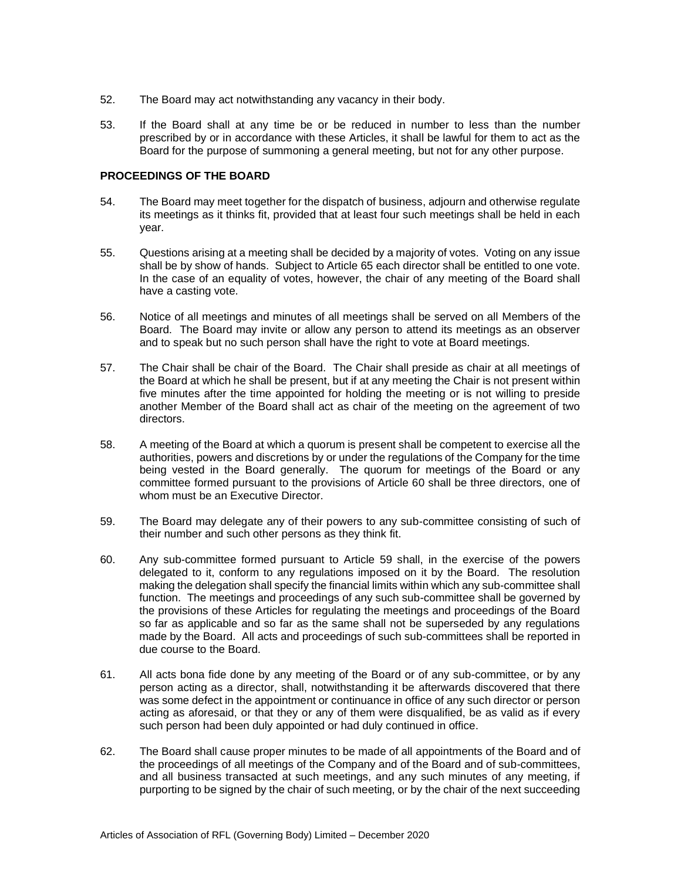52. The Board may act notwithstanding any vacancy in their body.

53. If the Board shall at any time be or be reduced in number to less than the number prescribed by or in accordance with these Articles, it shall be lawful for them to act as the Board for the purpose of summoning a general meeting, but not for any other purpose.

**PROCEEDINGS OF THE BOARD**

54. The Board may meet together for the dispatch of business, adjourn and otherwise regulate its meetings as it thinks fit, provided that at least four such meetings shall be held in each year.

55. Questions arising at a meeting shall be decided by a majority of votes. Voting on any issue shall be by show of hands. Subject to Article 65 each director shall be entitled to one vote. In the case of an equality of votes, however, the chair of any meeting of the Board shall have a casting vote.

56. Notice of all meetings and minutes of all meetings shall be served on all Members of the Board. The Board may invite or allow any person to attend its meetings as an observer and to speak but no such person shall have the right to vote at Board meetings.

57. The Chair shall be chair of the Board. The Chair shall preside as chair at all meetings of the Board at which he shall be present, but if at any meeting the Chair is not present within five minutes after the time appointed for holding the meeting or is not willing to preside another Member of the Board shall act as chair of the meeting on the agreement of two directors.

58. A meeting of the Board at which a quorum is present shall be competent to exercise all the authorities, powers and discretions by or under the regulations of the Company for the time being vested in the Board generally. The quorum for meetings of the Board or any committee formed pursuant to the provisions of Article 60 shall be three directors, one of whom must be an Executive Director.

59. The Board may delegate any of their powers to any sub-committee consisting of such of their number and such other persons as they think fit.

60. Any sub-committee formed pursuant to Article 59 shall, in the exercise of the powers delegated to it, conform to any regulations imposed on it by the Board. The resolution making the delegation shall specify the financial limits within which any sub-committee shall function. The meetings and proceedings of any such sub-committee shall be governed by the provisions of these Articles for regulating the meetings and proceedings of the Board so far as applicable and so far as the same shall not be superseded by any regulations made by the Board. All acts and proceedings of such sub-committees shall be reported in due course to the Board.

61. All acts bona fide done by any meeting of the Board or of any sub-committee, or by any person acting as a director, shall, notwithstanding it be afterwards discovered that there was some defect in the appointment or continuance in office of any such director or person acting as aforesaid, or that they or any of them were disqualified, be as valid as if every such person had been duly appointed or had duly continued in office.

62. The Board shall cause proper minutes to be made of all appointments of the Board and of the proceedings of all meetings of the Company and of the Board and of sub-committees, and all business transacted at such meetings, and any such minutes of any meeting, if purporting to be signed by the chair of such meeting, or by the chair of the next succeeding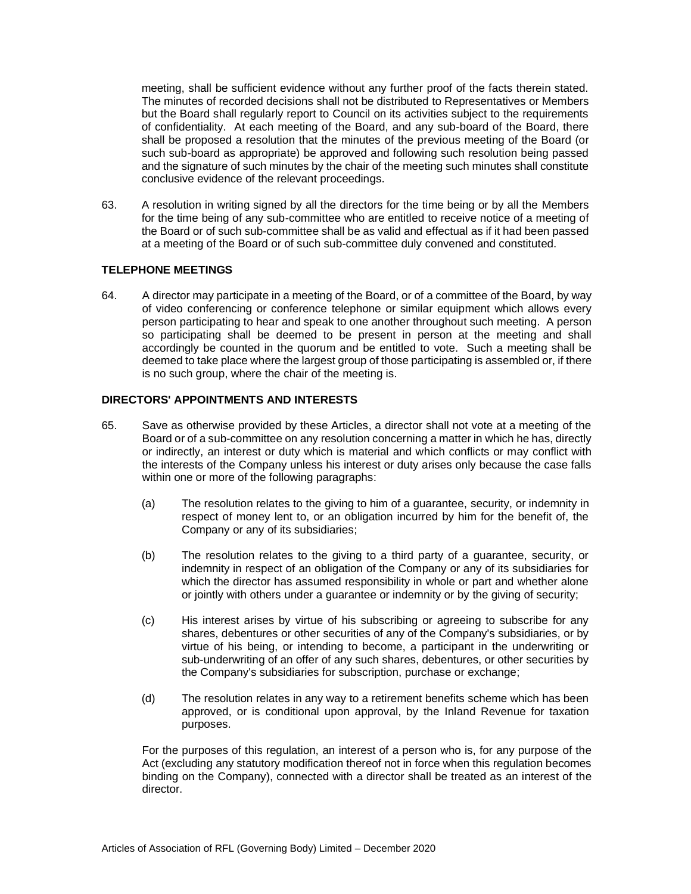meeting, shall be sufficient evidence without any further proof of the facts therein stated. The minutes of recorded decisions shall not be distributed to Representatives or Members but the Board shall regularly report to Council on its activities subject to the requirements of confidentiality. At each meeting of the Board, and any sub-board of the Board, there shall be proposed a resolution that the minutes of the previous meeting of the Board (or such sub-board as appropriate) be approved and following such resolution being passed and the signature of such minutes by the chair of the meeting such minutes shall constitute conclusive evidence of the relevant proceedings.

63. A resolution in writing signed by all the directors for the time being or by all the Members for the time being of any sub-committee who are entitled to receive notice of a meeting of the Board or of such sub-committee shall be as valid and effectual as if it had been passed at a meeting of the Board or of such sub-committee duly convened and constituted.

**TELEPHONE MEETINGS**

64. A director may participate in a meeting of the Board, or of a committee of the Board, by way of video conferencing or conference telephone or similar equipment which allows every person participating to hear and speak to one another throughout such meeting. A person so participating shall be deemed to be present in person at the meeting and shall accordingly be counted in the quorum and be entitled to vote. Such a meeting shall be deemed to take place where the largest group of those participating is assembled or, if there is no such group, where the chair of the meeting is.

**DIRECTORS' APPOINTMENTS AND INTERESTS**

65. Save as otherwise provided by these Articles, a director shall not vote at a meeting of the Board or of a sub-committee on any resolution concerning a matter in which he has, directly or indirectly, an interest or duty which is material and which conflicts or may conflict with the interests of the Company unless his interest or duty arises only because the case falls within one or more of the following paragraphs:

    (a) The resolution relates to the giving to him of a guarantee, security, or indemnity in respect of money lent to, or an obligation incurred by him for the benefit of, the Company or any of its subsidiaries;

    (b) The resolution relates to the giving to a third party of a guarantee, security, or indemnity in respect of an obligation of the Company or any of its subsidiaries for which the director has assumed responsibility in whole or part and whether alone or jointly with others under a guarantee or indemnity or by the giving of security;

    (c) His interest arises by virtue of his subscribing or agreeing to subscribe for any shares, debentures or other securities of any of the Company's subsidiaries, or by virtue of his being, or intending to become, a participant in the underwriting or sub-underwriting of an offer of any such shares, debentures, or other securities by the Company's subsidiaries for subscription, purchase or exchange;

    (d) The resolution relates in any way to a retirement benefits scheme which has been approved, or is conditional upon approval, by the Inland Revenue for taxation purposes.

    For the purposes of this regulation, an interest of a person who is, for any purpose of the Act (excluding any statutory modification thereof not in force when this regulation becomes binding on the Company), connected with a director shall be treated as an interest of the director.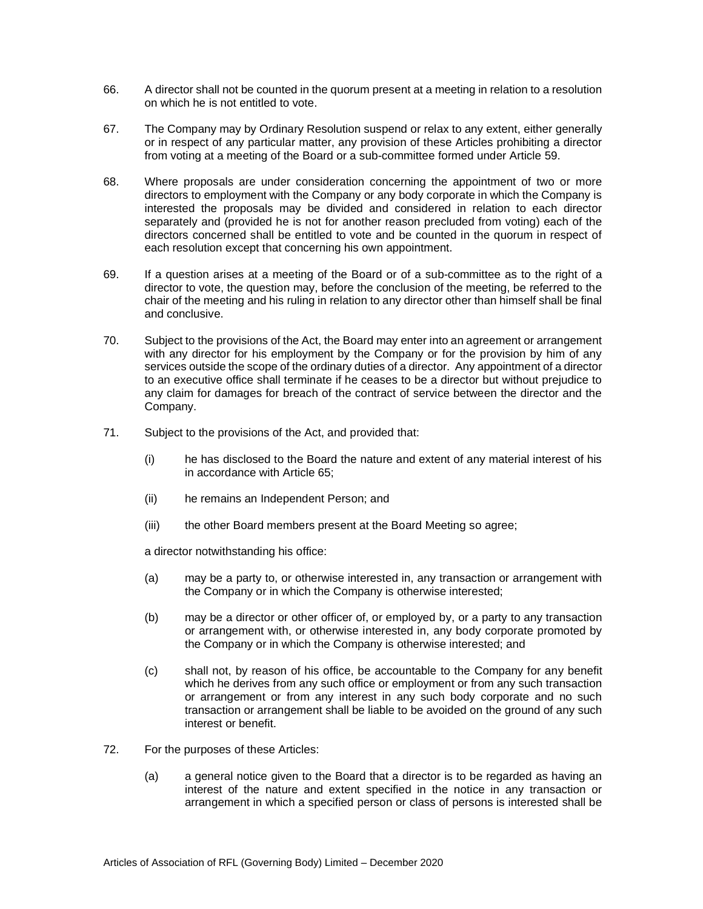66. A director shall not be counted in the quorum present at a meeting in relation to a resolution on which he is not entitled to vote.

67. The Company may by Ordinary Resolution suspend or relax to any extent, either generally or in respect of any particular matter, any provision of these Articles prohibiting a director from voting at a meeting of the Board or a sub-committee formed under Article 59.

68. Where proposals are under consideration concerning the appointment of two or more directors to employment with the Company or any body corporate in which the Company is interested the proposals may be divided and considered in relation to each director separately and (provided he is not for another reason precluded from voting) each of the directors concerned shall be entitled to vote and be counted in the quorum in respect of each resolution except that concerning his own appointment.

69. If a question arises at a meeting of the Board or of a sub-committee as to the right of a director to vote, the question may, before the conclusion of the meeting, be referred to the chair of the meeting and his ruling in relation to any director other than himself shall be final and conclusive.

70. Subject to the provisions of the Act, the Board may enter into an agreement or arrangement with any director for his employment by the Company or for the provision by him of any services outside the scope of the ordinary duties of a director. Any appointment of a director to an executive office shall terminate if he ceases to be a director but without prejudice to any claim for damages for breach of the contract of service between the director and the Company.

71. Subject to the provisions of the Act, and provided that:

    (i) he has disclosed to the Board the nature and extent of any material interest of his in accordance with Article 65;

    (ii) he remains an Independent Person; and

    (iii) the other Board members present at the Board Meeting so agree;

    a director notwithstanding his office:

    (a) may be a party to, or otherwise interested in, any transaction or arrangement with the Company or in which the Company is otherwise interested;

    (b) may be a director or other officer of, or employed by, or a party to any transaction or arrangement with, or otherwise interested in, any body corporate promoted by the Company or in which the Company is otherwise interested; and

    (c) shall not, by reason of his office, be accountable to the Company for any benefit which he derives from any such office or employment or from any such transaction or arrangement or from any interest in any such body corporate and no such transaction or arrangement shall be liable to be avoided on the ground of any such interest or benefit.

72. For the purposes of these Articles:

    (a) a general notice given to the Board that a director is to be regarded as having an interest of the nature and extent specified in the notice in any transaction or arrangement in which a specified person or class of persons is interested shall be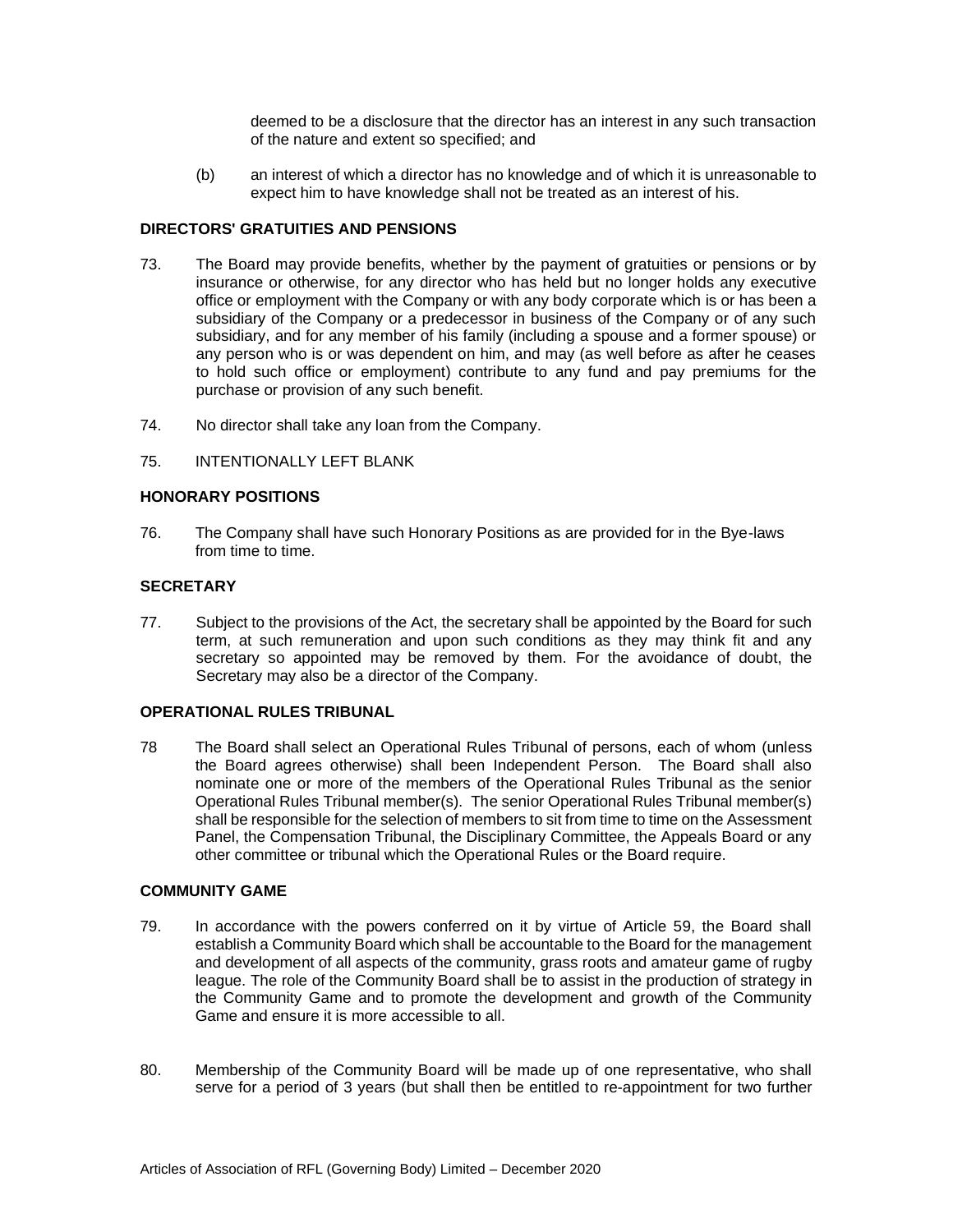deemed to be a disclosure that the director has an interest in any such transaction of the nature and extent so specified; and

(b) an interest of which a director has no knowledge and of which it is unreasonable to expect him to have knowledge shall not be treated as an interest of his.

**DIRECTORS' GRATUITIES AND PENSIONS**

73. The Board may provide benefits, whether by the payment of gratuities or pensions or by insurance or otherwise, for any director who has held but no longer holds any executive office or employment with the Company or with any body corporate which is or has been a subsidiary of the Company or a predecessor in business of the Company or of any such subsidiary, and for any member of his family (including a spouse and a former spouse) or any person who is or was dependent on him, and may (as well before as after he ceases to hold such office or employment) contribute to any fund and pay premiums for the purchase or provision of any such benefit.

74. No director shall take any loan from the Company.

75. INTENTIONALLY LEFT BLANK

**HONORARY POSITIONS**

76. The Company shall have such Honorary Positions as are provided for in the Bye-laws from time to time.

**SECRETARY**

77. Subject to the provisions of the Act, the secretary shall be appointed by the Board for such term, at such remuneration and upon such conditions as they may think fit and any secretary so appointed may be removed by them. For the avoidance of doubt, the Secretary may also be a director of the Company.

**OPERATIONAL RULES TRIBUNAL**

78 The Board shall select an Operational Rules Tribunal of persons, each of whom (unless the Board agrees otherwise) shall been Independent Person. The Board shall also nominate one or more of the members of the Operational Rules Tribunal as the senior Operational Rules Tribunal member(s). The senior Operational Rules Tribunal member(s) shall be responsible for the selection of members to sit from time to time on the Assessment Panel, the Compensation Tribunal, the Disciplinary Committee, the Appeals Board or any other committee or tribunal which the Operational Rules or the Board require.

**COMMUNITY GAME**

79. In accordance with the powers conferred on it by virtue of Article 59, the Board shall establish a Community Board which shall be accountable to the Board for the management and development of all aspects of the community, grass roots and amateur game of rugby league. The role of the Community Board shall be to assist in the production of strategy in the Community Game and to promote the development and growth of the Community Game and ensure it is more accessible to all.

80. Membership of the Community Board will be made up of one representative, who shall serve for a period of 3 years (but shall then be entitled to re-appointment for two further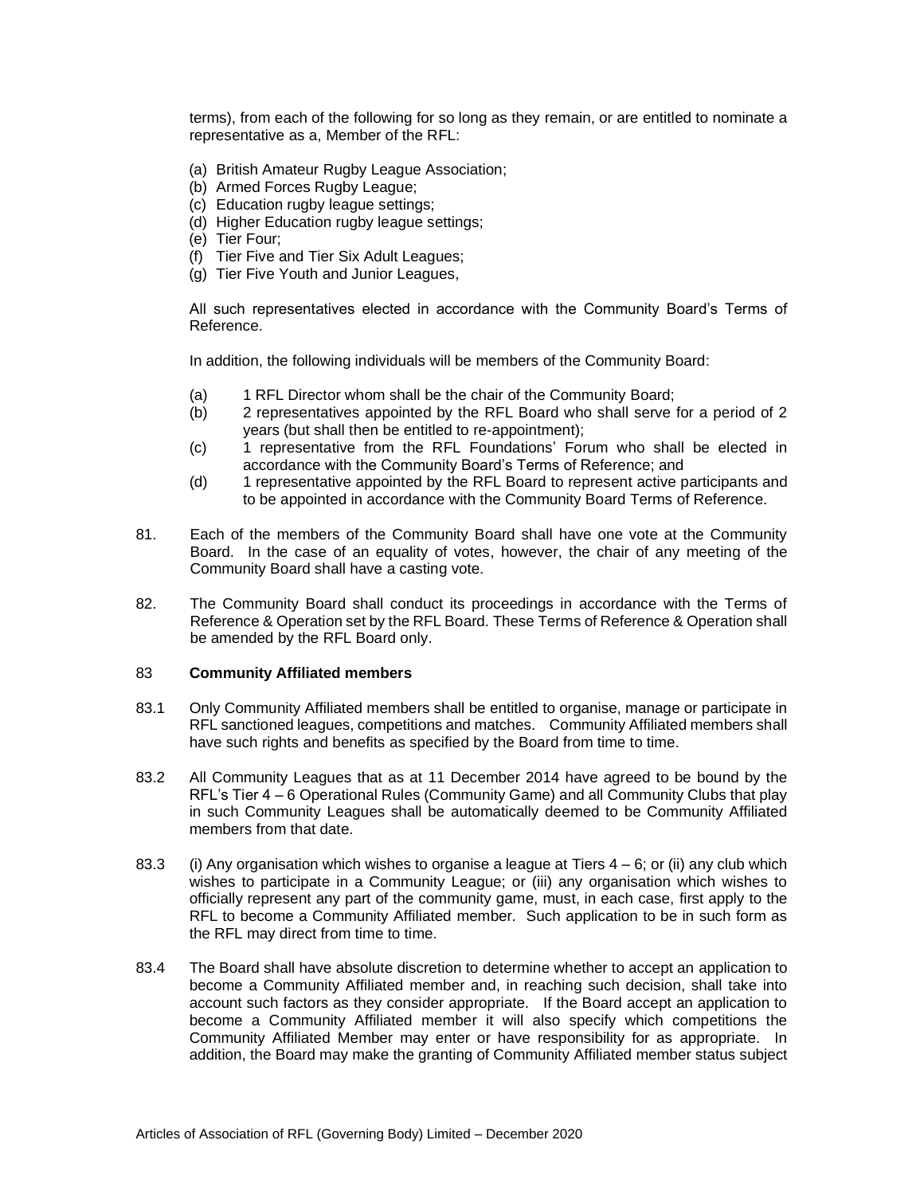terms), from each of the following for so long as they remain, or are entitled to nominate a representative as a, Member of the RFL:

(a) British Amateur Rugby League Association;
(b) Armed Forces Rugby League;
(c) Education rugby league settings;
(d) Higher Education rugby league settings;
(e) Tier Four;
(f) Tier Five and Tier Six Adult Leagues;
(g) Tier Five Youth and Junior Leagues,

All such representatives elected in accordance with the Community Board's Terms of Reference.

In addition, the following individuals will be members of the Community Board:

(a) 1 RFL Director whom shall be the chair of the Community Board;
(b) 2 representatives appointed by the RFL Board who shall serve for a period of 2 years (but shall then be entitled to re-appointment);
(c) 1 representative from the RFL Foundations' Forum who shall be elected in accordance with the Community Board's Terms of Reference; and
(d) 1 representative appointed by the RFL Board to represent active participants and to be appointed in accordance with the Community Board Terms of Reference.

81. Each of the members of the Community Board shall have one vote at the Community Board. In the case of an equality of votes, however, the chair of any meeting of the Community Board shall have a casting vote.

82. The Community Board shall conduct its proceedings in accordance with the Terms of Reference & Operation set by the RFL Board. These Terms of Reference & Operation shall be amended by the RFL Board only.

83 **Community Affiliated members**

83.1 Only Community Affiliated members shall be entitled to organise, manage or participate in RFL sanctioned leagues, competitions and matches. Community Affiliated members shall have such rights and benefits as specified by the Board from time to time.

83.2 All Community Leagues that as at 11 December 2014 have agreed to be bound by the RFL's Tier 4 – 6 Operational Rules (Community Game) and all Community Clubs that play in such Community Leagues shall be automatically deemed to be Community Affiliated members from that date.

83.3 (i) Any organisation which wishes to organise a league at Tiers 4 – 6; or (ii) any club which wishes to participate in a Community League; or (iii) any organisation which wishes to officially represent any part of the community game, must, in each case, first apply to the RFL to become a Community Affiliated member. Such application to be in such form as the RFL may direct from time to time.

83.4 The Board shall have absolute discretion to determine whether to accept an application to become a Community Affiliated member and, in reaching such decision, shall take into account such factors as they consider appropriate. If the Board accept an application to become a Community Affiliated member it will also specify which competitions the Community Affiliated Member may enter or have responsibility for as appropriate. In addition, the Board may make the granting of Community Affiliated member status subject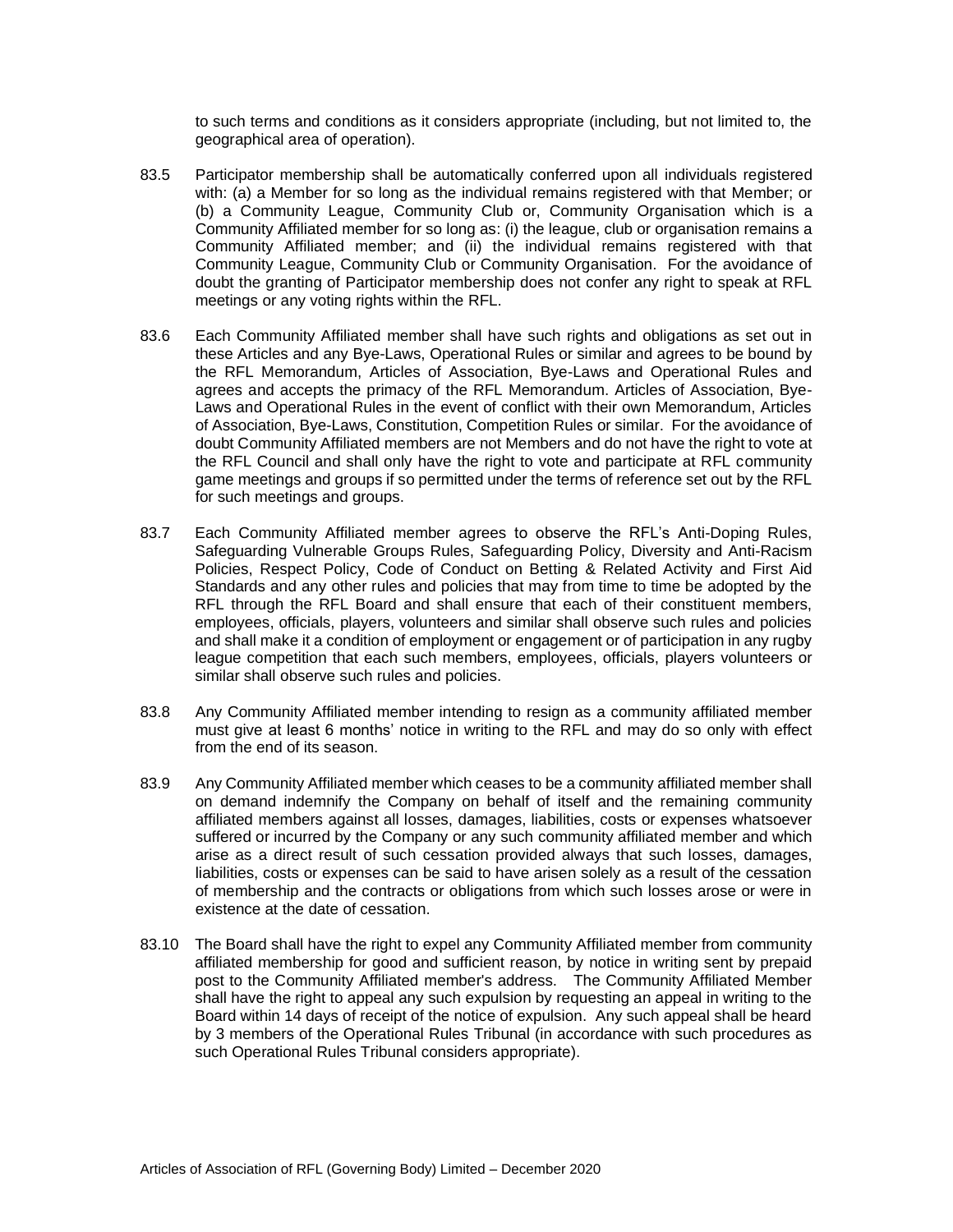to such terms and conditions as it considers appropriate (including, but not limited to, the geographical area of operation).

83.5 Participator membership shall be automatically conferred upon all individuals registered with: (a) a Member for so long as the individual remains registered with that Member; or (b) a Community League, Community Club or, Community Organisation which is a Community Affiliated member for so long as: (i) the league, club or organisation remains a Community Affiliated member; and (ii) the individual remains registered with that Community League, Community Club or Community Organisation. For the avoidance of doubt the granting of Participator membership does not confer any right to speak at RFL meetings or any voting rights within the RFL.

83.6 Each Community Affiliated member shall have such rights and obligations as set out in these Articles and any Bye-Laws, Operational Rules or similar and agrees to be bound by the RFL Memorandum, Articles of Association, Bye-Laws and Operational Rules and agrees and accepts the primacy of the RFL Memorandum. Articles of Association, Bye-Laws and Operational Rules in the event of conflict with their own Memorandum, Articles of Association, Bye-Laws, Constitution, Competition Rules or similar. For the avoidance of doubt Community Affiliated members are not Members and do not have the right to vote at the RFL Council and shall only have the right to vote and participate at RFL community game meetings and groups if so permitted under the terms of reference set out by the RFL for such meetings and groups.

83.7 Each Community Affiliated member agrees to observe the RFL's Anti-Doping Rules, Safeguarding Vulnerable Groups Rules, Safeguarding Policy, Diversity and Anti-Racism Policies, Respect Policy, Code of Conduct on Betting & Related Activity and First Aid Standards and any other rules and policies that may from time to time be adopted by the RFL through the RFL Board and shall ensure that each of their constituent members, employees, officials, players, volunteers and similar shall observe such rules and policies and shall make it a condition of employment or engagement or of participation in any rugby league competition that each such members, employees, officials, players volunteers or similar shall observe such rules and policies.

83.8 Any Community Affiliated member intending to resign as a community affiliated member must give at least 6 months' notice in writing to the RFL and may do so only with effect from the end of its season.

83.9 Any Community Affiliated member which ceases to be a community affiliated member shall on demand indemnify the Company on behalf of itself and the remaining community affiliated members against all losses, damages, liabilities, costs or expenses whatsoever suffered or incurred by the Company or any such community affiliated member and which arise as a direct result of such cessation provided always that such losses, damages, liabilities, costs or expenses can be said to have arisen solely as a result of the cessation of membership and the contracts or obligations from which such losses arose or were in existence at the date of cessation.

83.10 The Board shall have the right to expel any Community Affiliated member from community affiliated membership for good and sufficient reason, by notice in writing sent by prepaid post to the Community Affiliated member's address. The Community Affiliated Member shall have the right to appeal any such expulsion by requesting an appeal in writing to the Board within 14 days of receipt of the notice of expulsion. Any such appeal shall be heard by 3 members of the Operational Rules Tribunal (in accordance with such procedures as such Operational Rules Tribunal considers appropriate).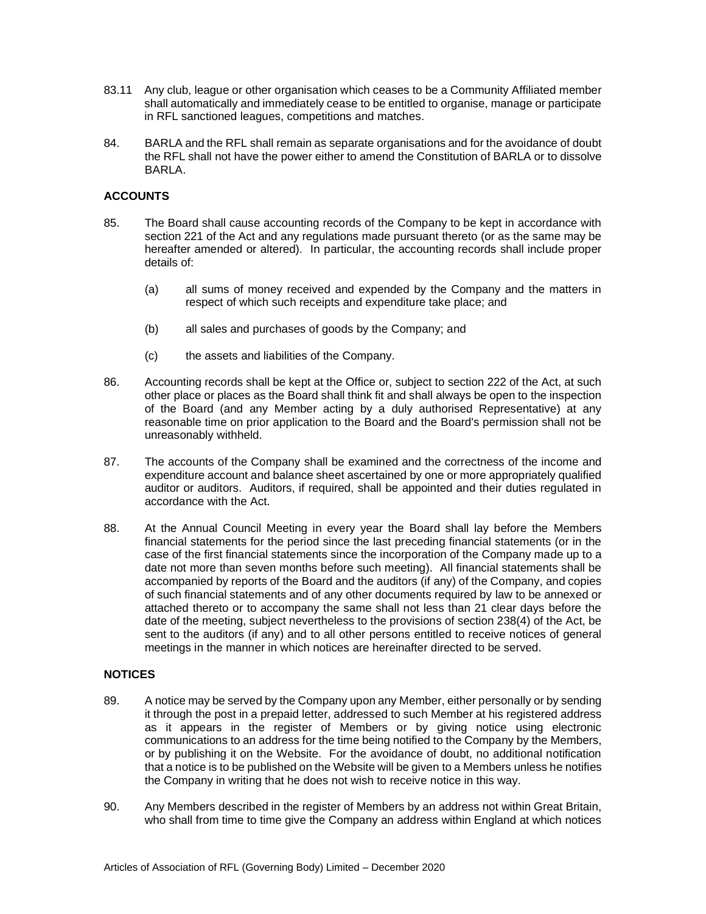83.11 Any club, league or other organisation which ceases to be a Community Affiliated member shall automatically and immediately cease to be entitled to organise, manage or participate in RFL sanctioned leagues, competitions and matches.

84. BARLA and the RFL shall remain as separate organisations and for the avoidance of doubt the RFL shall not have the power either to amend the Constitution of BARLA or to dissolve BARLA.

### ACCOUNTS

85. The Board shall cause accounting records of the Company to be kept in accordance with section 221 of the Act and any regulations made pursuant thereto (or as the same may be hereafter amended or altered). In particular, the accounting records shall include proper details of:

    (a) all sums of money received and expended by the Company and the matters in respect of which such receipts and expenditure take place; and

    (b) all sales and purchases of goods by the Company; and

    (c) the assets and liabilities of the Company.

86. Accounting records shall be kept at the Office or, subject to section 222 of the Act, at such other place or places as the Board shall think fit and shall always be open to the inspection of the Board (and any Member acting by a duly authorised Representative) at any reasonable time on prior application to the Board and the Board's permission shall not be unreasonably withheld.

87. The accounts of the Company shall be examined and the correctness of the income and expenditure account and balance sheet ascertained by one or more appropriately qualified auditor or auditors. Auditors, if required, shall be appointed and their duties regulated in accordance with the Act.

88. At the Annual Council Meeting in every year the Board shall lay before the Members financial statements for the period since the last preceding financial statements (or in the case of the first financial statements since the incorporation of the Company made up to a date not more than seven months before such meeting). All financial statements shall be accompanied by reports of the Board and the auditors (if any) of the Company, and copies of such financial statements and of any other documents required by law to be annexed or attached thereto or to accompany the same shall not less than 21 clear days before the date of the meeting, subject nevertheless to the provisions of section 238(4) of the Act, be sent to the auditors (if any) and to all other persons entitled to receive notices of general meetings in the manner in which notices are hereinafter directed to be served.

### NOTICES

89. A notice may be served by the Company upon any Member, either personally or by sending it through the post in a prepaid letter, addressed to such Member at his registered address as it appears in the register of Members or by giving notice using electronic communications to an address for the time being notified to the Company by the Members, or by publishing it on the Website. For the avoidance of doubt, no additional notification that a notice is to be published on the Website will be given to a Members unless he notifies the Company in writing that he does not wish to receive notice in this way.

90. Any Members described in the register of Members by an address not within Great Britain, who shall from time to time give the Company an address within England at which notices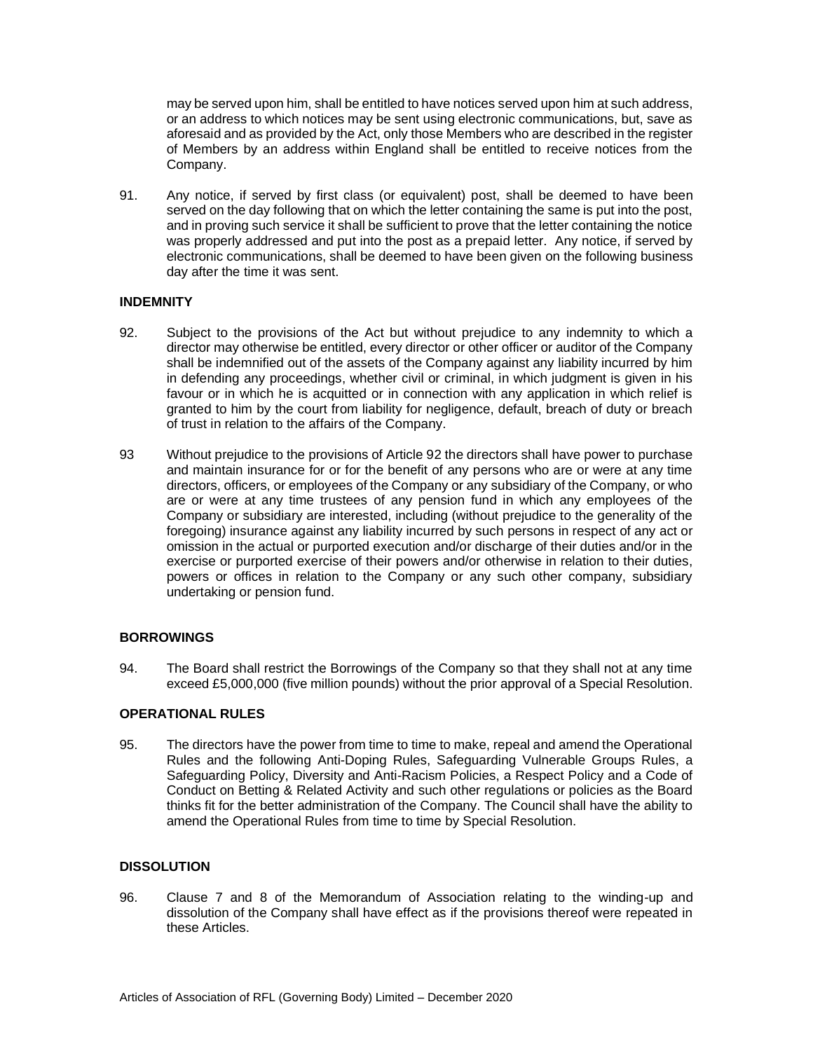may be served upon him, shall be entitled to have notices served upon him at such address, or an address to which notices may be sent using electronic communications, but, save as aforesaid and as provided by the Act, only those Members who are described in the register of Members by an address within England shall be entitled to receive notices from the Company.

91. Any notice, if served by first class (or equivalent) post, shall be deemed to have been served on the day following that on which the letter containing the same is put into the post, and in proving such service it shall be sufficient to prove that the letter containing the notice was properly addressed and put into the post as a prepaid letter. Any notice, if served by electronic communications, shall be deemed to have been given on the following business day after the time it was sent.

**INDEMNITY**

92. Subject to the provisions of the Act but without prejudice to any indemnity to which a director may otherwise be entitled, every director or other officer or auditor of the Company shall be indemnified out of the assets of the Company against any liability incurred by him in defending any proceedings, whether civil or criminal, in which judgment is given in his favour or in which he is acquitted or in connection with any application in which relief is granted to him by the court from liability for negligence, default, breach of duty or breach of trust in relation to the affairs of the Company.

93 Without prejudice to the provisions of Article 92 the directors shall have power to purchase and maintain insurance for or for the benefit of any persons who are or were at any time directors, officers, or employees of the Company or any subsidiary of the Company, or who are or were at any time trustees of any pension fund in which any employees of the Company or subsidiary are interested, including (without prejudice to the generality of the foregoing) insurance against any liability incurred by such persons in respect of any act or omission in the actual or purported execution and/or discharge of their duties and/or in the exercise or purported exercise of their powers and/or otherwise in relation to their duties, powers or offices in relation to the Company or any such other company, subsidiary undertaking or pension fund.

**BORROWINGS**

94. The Board shall restrict the Borrowings of the Company so that they shall not at any time exceed £5,000,000 (five million pounds) without the prior approval of a Special Resolution.

**OPERATIONAL RULES**

95. The directors have the power from time to time to make, repeal and amend the Operational Rules and the following Anti-Doping Rules, Safeguarding Vulnerable Groups Rules, a Safeguarding Policy, Diversity and Anti-Racism Policies, a Respect Policy and a Code of Conduct on Betting & Related Activity and such other regulations or policies as the Board thinks fit for the better administration of the Company. The Council shall have the ability to amend the Operational Rules from time to time by Special Resolution.

**DISSOLUTION**

96. Clause 7 and 8 of the Memorandum of Association relating to the winding-up and dissolution of the Company shall have effect as if the provisions thereof were repeated in these Articles.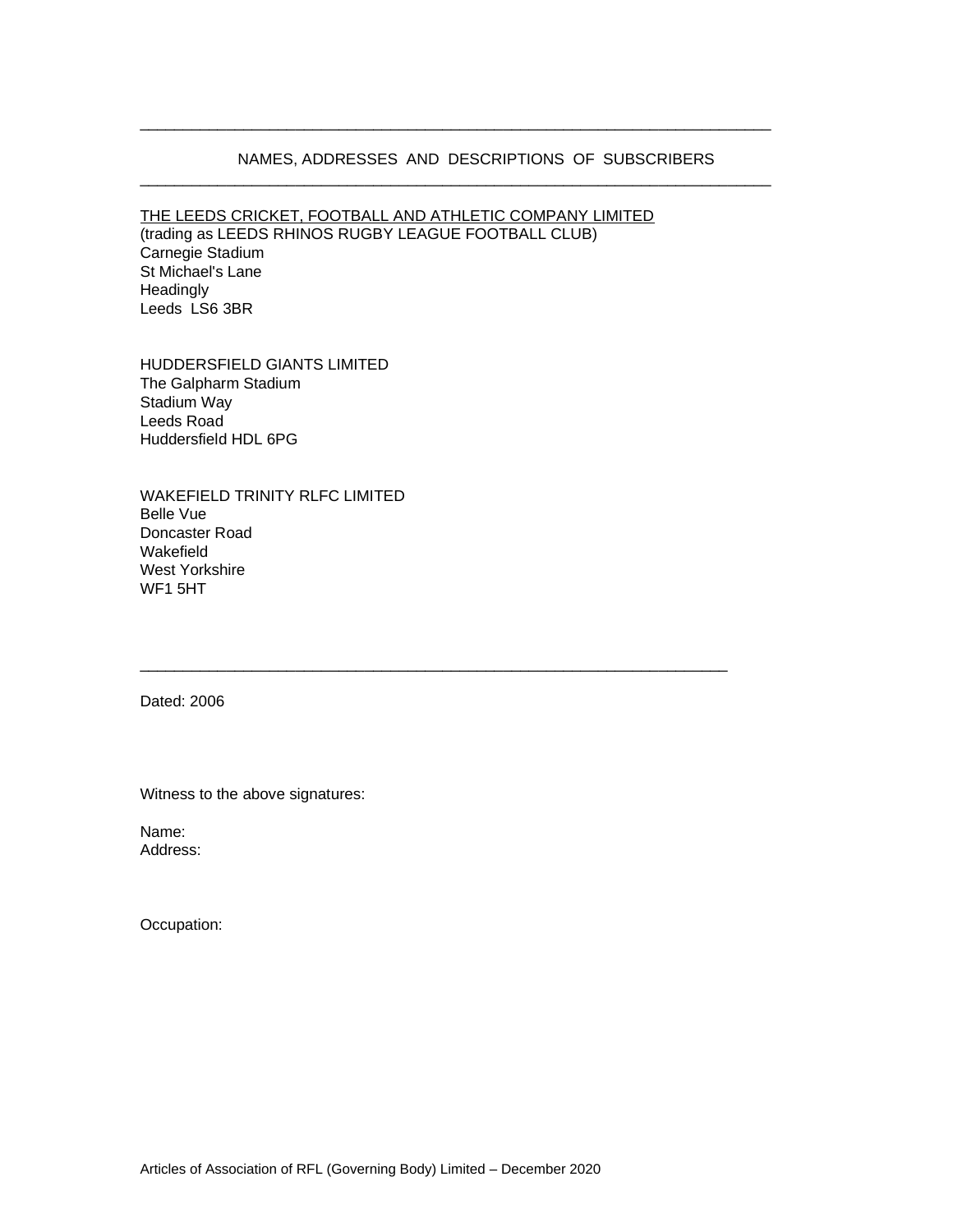---

NAMES, ADDRESSES AND DESCRIPTIONS OF SUBSCRIBERS

---

<u>THE LEEDS CRICKET, FOOTBALL AND ATHLETIC COMPANY LIMITED</u>
(trading as LEEDS RHINOS RUGBY LEAGUE FOOTBALL CLUB)
Carnegie Stadium
St Michael's Lane
Headingly
Leeds LS6 3BR

HUDDERSFIELD GIANTS LIMITED
The Galpharm Stadium
Stadium Way
Leeds Road
Huddersfield HDL 6PG

WAKEFIELD TRINITY RLFC LIMITED
Belle Vue
Doncaster Road
Wakefield
West Yorkshire
WF1 5HT

---

Dated: 2006

Witness to the above signatures:

Name:
Address:

Occupation: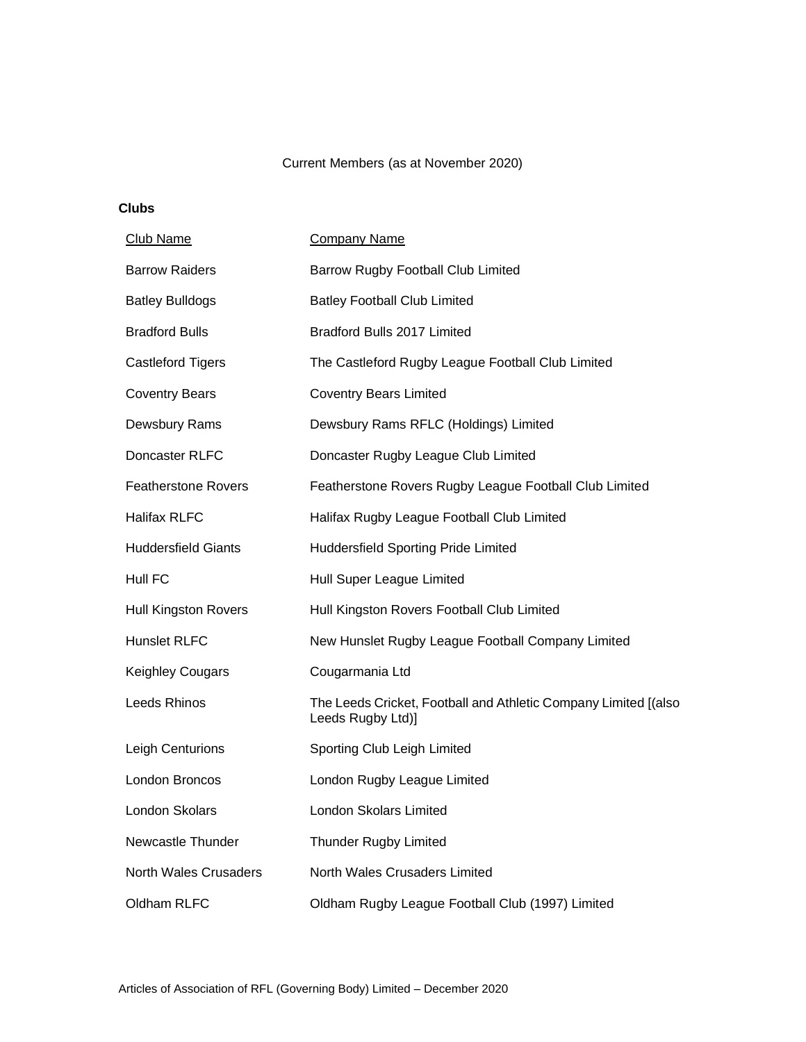Current Members (as at November 2020)

**Clubs**

| Club Name | Company Name |
|---|---|
| Barrow Raiders | Barrow Rugby Football Club Limited |
| Batley Bulldogs | Batley Football Club Limited |
| Bradford Bulls | Bradford Bulls 2017 Limited |
| Castleford Tigers | The Castleford Rugby League Football Club Limited |
| Coventry Bears | Coventry Bears Limited |
| Dewsbury Rams | Dewsbury Rams RFLC (Holdings) Limited |
| Doncaster RLFC | Doncaster Rugby League Club Limited |
| Featherstone Rovers | Featherstone Rovers Rugby League Football Club Limited |
| Halifax RLFC | Halifax Rugby League Football Club Limited |
| Huddersfield Giants | Huddersfield Sporting Pride Limited |
| Hull FC | Hull Super League Limited |
| Hull Kingston Rovers | Hull Kingston Rovers Football Club Limited |
| Hunslet RLFC | New Hunslet Rugby League Football Company Limited |
| Keighley Cougars | Cougarmania Ltd |
| Leeds Rhinos | The Leeds Cricket, Football and Athletic Company Limited [(also Leeds Rugby Ltd)] |
| Leigh Centurions | Sporting Club Leigh Limited |
| London Broncos | London Rugby League Limited |
| London Skolars | London Skolars Limited |
| Newcastle Thunder | Thunder Rugby Limited |
| North Wales Crusaders | North Wales Crusaders Limited |
| Oldham RLFC | Oldham Rugby League Football Club (1997) Limited |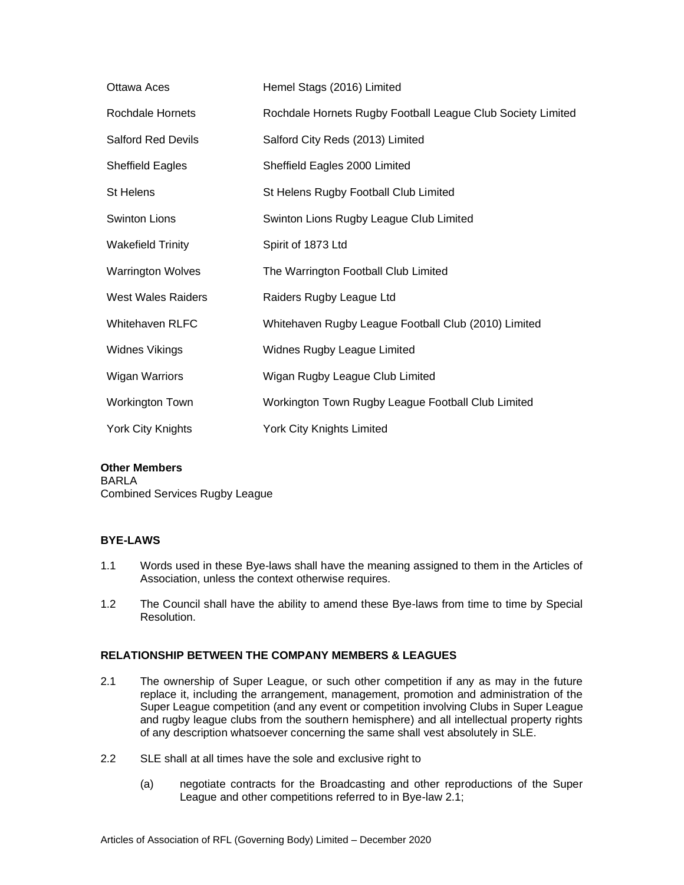| | |
|---|---|
| Ottawa Aces | Hemel Stags (2016) Limited |
| Rochdale Hornets | Rochdale Hornets Rugby Football League Club Society Limited |
| Salford Red Devils | Salford City Reds (2013) Limited |
| Sheffield Eagles | Sheffield Eagles 2000 Limited |
| St Helens | St Helens Rugby Football Club Limited |
| Swinton Lions | Swinton Lions Rugby League Club Limited |
| Wakefield Trinity | Spirit of 1873 Ltd |
| Warrington Wolves | The Warrington Football Club Limited |
| West Wales Raiders | Raiders Rugby League Ltd |
| Whitehaven RLFC | Whitehaven Rugby League Football Club (2010) Limited |
| Widnes Vikings | Widnes Rugby League Limited |
| Wigan Warriors | Wigan Rugby League Club Limited |
| Workington Town | Workington Town Rugby League Football Club Limited |
| York City Knights | York City Knights Limited |

**Other Members**
BARLA
Combined Services Rugby League

**BYE-LAWS**

1.1 Words used in these Bye-laws shall have the meaning assigned to them in the Articles of Association, unless the context otherwise requires.

1.2 The Council shall have the ability to amend these Bye-laws from time to time by Special Resolution.

**RELATIONSHIP BETWEEN THE COMPANY MEMBERS & LEAGUES**

2.1 The ownership of Super League, or such other competition if any as may in the future replace it, including the arrangement, management, promotion and administration of the Super League competition (and any event or competition involving Clubs in Super League and rugby league clubs from the southern hemisphere) and all intellectual property rights of any description whatsoever concerning the same shall vest absolutely in SLE.

2.2 SLE shall at all times have the sole and exclusive right to

(a) negotiate contracts for the Broadcasting and other reproductions of the Super League and other competitions referred to in Bye-law 2.1;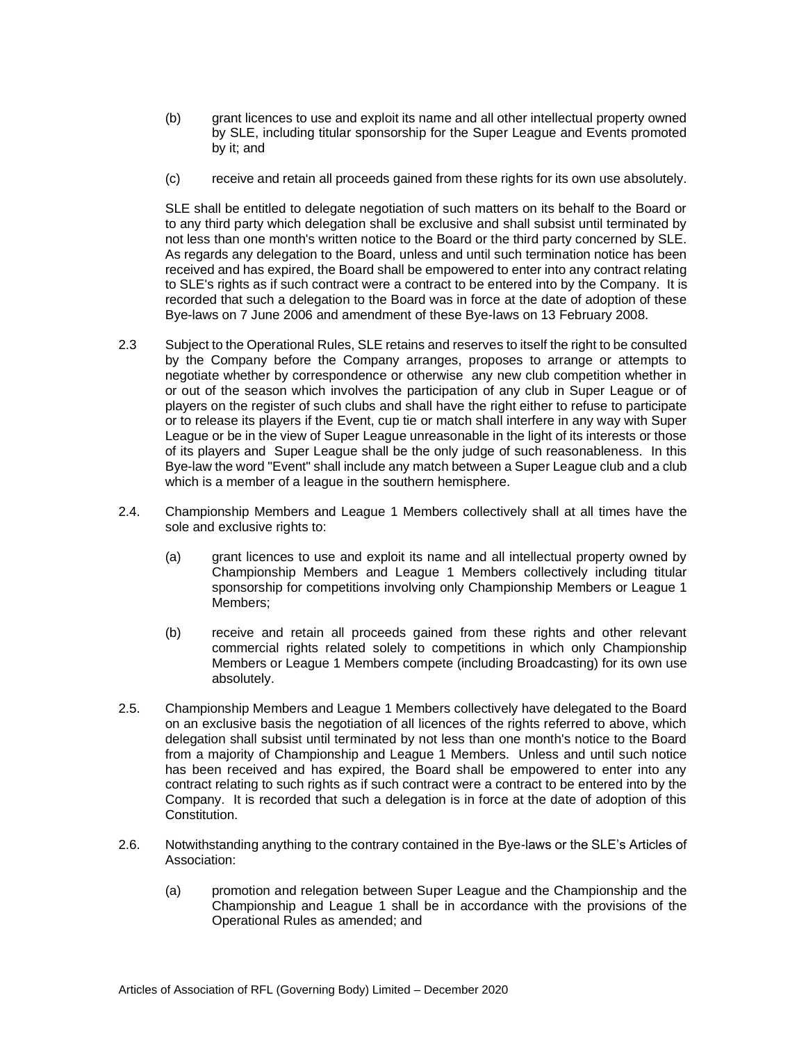(b) grant licences to use and exploit its name and all other intellectual property owned by SLE, including titular sponsorship for the Super League and Events promoted by it; and

(c) receive and retain all proceeds gained from these rights for its own use absolutely.

SLE shall be entitled to delegate negotiation of such matters on its behalf to the Board or to any third party which delegation shall be exclusive and shall subsist until terminated by not less than one month's written notice to the Board or the third party concerned by SLE. As regards any delegation to the Board, unless and until such termination notice has been received and has expired, the Board shall be empowered to enter into any contract relating to SLE's rights as if such contract were a contract to be entered into by the Company. It is recorded that such a delegation to the Board was in force at the date of adoption of these Bye-laws on 7 June 2006 and amendment of these Bye-laws on 13 February 2008.

2.3 Subject to the Operational Rules, SLE retains and reserves to itself the right to be consulted by the Company before the Company arranges, proposes to arrange or attempts to negotiate whether by correspondence or otherwise any new club competition whether in or out of the season which involves the participation of any club in Super League or of players on the register of such clubs and shall have the right either to refuse to participate or to release its players if the Event, cup tie or match shall interfere in any way with Super League or be in the view of Super League unreasonable in the light of its interests or those of its players and Super League shall be the only judge of such reasonableness. In this Bye-law the word "Event" shall include any match between a Super League club and a club which is a member of a league in the southern hemisphere.

2.4. Championship Members and League 1 Members collectively shall at all times have the sole and exclusive rights to:

(a) grant licences to use and exploit its name and all intellectual property owned by Championship Members and League 1 Members collectively including titular sponsorship for competitions involving only Championship Members or League 1 Members;

(b) receive and retain all proceeds gained from these rights and other relevant commercial rights related solely to competitions in which only Championship Members or League 1 Members compete (including Broadcasting) for its own use absolutely.

2.5. Championship Members and League 1 Members collectively have delegated to the Board on an exclusive basis the negotiation of all licences of the rights referred to above, which delegation shall subsist until terminated by not less than one month's notice to the Board from a majority of Championship and League 1 Members. Unless and until such notice has been received and has expired, the Board shall be empowered to enter into any contract relating to such rights as if such contract were a contract to be entered into by the Company. It is recorded that such a delegation is in force at the date of adoption of this Constitution.

2.6. Notwithstanding anything to the contrary contained in the Bye-laws or the SLE's Articles of Association:

(a) promotion and relegation between Super League and the Championship and the Championship and League 1 shall be in accordance with the provisions of the Operational Rules as amended; and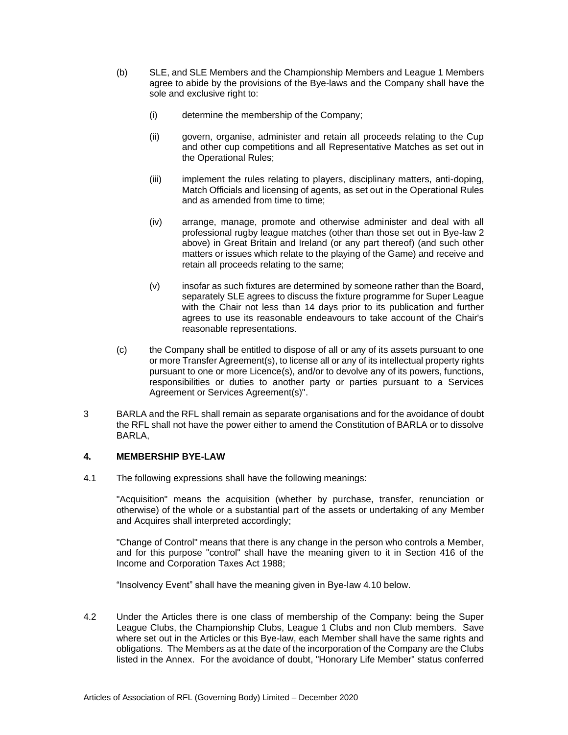(b) SLE, and SLE Members and the Championship Members and League 1 Members agree to abide by the provisions of the Bye-laws and the Company shall have the sole and exclusive right to:

(i) determine the membership of the Company;

(ii) govern, organise, administer and retain all proceeds relating to the Cup and other cup competitions and all Representative Matches as set out in the Operational Rules;

(iii) implement the rules relating to players, disciplinary matters, anti-doping, Match Officials and licensing of agents, as set out in the Operational Rules and as amended from time to time;

(iv) arrange, manage, promote and otherwise administer and deal with all professional rugby league matches (other than those set out in Bye-law 2 above) in Great Britain and Ireland (or any part thereof) (and such other matters or issues which relate to the playing of the Game) and receive and retain all proceeds relating to the same;

(v) insofar as such fixtures are determined by someone rather than the Board, separately SLE agrees to discuss the fixture programme for Super League with the Chair not less than 14 days prior to its publication and further agrees to use its reasonable endeavours to take account of the Chair's reasonable representations.

(c) the Company shall be entitled to dispose of all or any of its assets pursuant to one or more Transfer Agreement(s), to license all or any of its intellectual property rights pursuant to one or more Licence(s), and/or to devolve any of its powers, functions, responsibilities or duties to another party or parties pursuant to a Services Agreement or Services Agreement(s)".

3 BARLA and the RFL shall remain as separate organisations and for the avoidance of doubt the RFL shall not have the power either to amend the Constitution of BARLA or to dissolve BARLA,

**4. MEMBERSHIP BYE-LAW**

4.1 The following expressions shall have the following meanings:

"Acquisition" means the acquisition (whether by purchase, transfer, renunciation or otherwise) of the whole or a substantial part of the assets or undertaking of any Member and Acquires shall interpreted accordingly;

"Change of Control" means that there is any change in the person who controls a Member, and for this purpose "control" shall have the meaning given to it in Section 416 of the Income and Corporation Taxes Act 1988;

"Insolvency Event" shall have the meaning given in Bye-law 4.10 below.

4.2 Under the Articles there is one class of membership of the Company: being the Super League Clubs, the Championship Clubs, League 1 Clubs and non Club members. Save where set out in the Articles or this Bye-law, each Member shall have the same rights and obligations. The Members as at the date of the incorporation of the Company are the Clubs listed in the Annex. For the avoidance of doubt, "Honorary Life Member" status conferred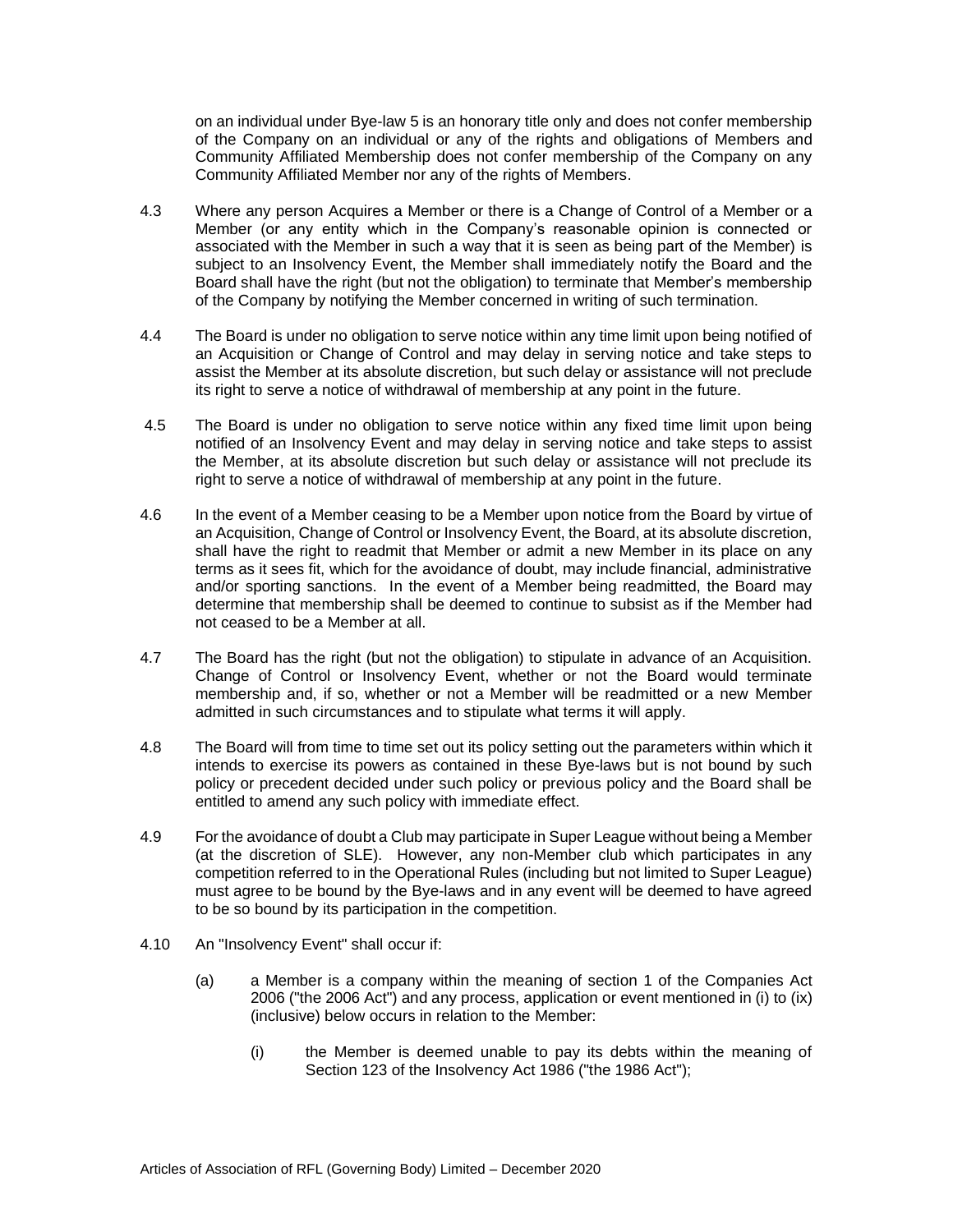on an individual under Bye-law 5 is an honorary title only and does not confer membership of the Company on an individual or any of the rights and obligations of Members and Community Affiliated Membership does not confer membership of the Company on any Community Affiliated Member nor any of the rights of Members.

4.3 Where any person Acquires a Member or there is a Change of Control of a Member or a Member (or any entity which in the Company's reasonable opinion is connected or associated with the Member in such a way that it is seen as being part of the Member) is subject to an Insolvency Event, the Member shall immediately notify the Board and the Board shall have the right (but not the obligation) to terminate that Member's membership of the Company by notifying the Member concerned in writing of such termination.

4.4 The Board is under no obligation to serve notice within any time limit upon being notified of an Acquisition or Change of Control and may delay in serving notice and take steps to assist the Member at its absolute discretion, but such delay or assistance will not preclude its right to serve a notice of withdrawal of membership at any point in the future.

4.5 The Board is under no obligation to serve notice within any fixed time limit upon being notified of an Insolvency Event and may delay in serving notice and take steps to assist the Member, at its absolute discretion but such delay or assistance will not preclude its right to serve a notice of withdrawal of membership at any point in the future.

4.6 In the event of a Member ceasing to be a Member upon notice from the Board by virtue of an Acquisition, Change of Control or Insolvency Event, the Board, at its absolute discretion, shall have the right to readmit that Member or admit a new Member in its place on any terms as it sees fit, which for the avoidance of doubt, may include financial, administrative and/or sporting sanctions. In the event of a Member being readmitted, the Board may determine that membership shall be deemed to continue to subsist as if the Member had not ceased to be a Member at all.

4.7 The Board has the right (but not the obligation) to stipulate in advance of an Acquisition. Change of Control or Insolvency Event, whether or not the Board would terminate membership and, if so, whether or not a Member will be readmitted or a new Member admitted in such circumstances and to stipulate what terms it will apply.

4.8 The Board will from time to time set out its policy setting out the parameters within which it intends to exercise its powers as contained in these Bye-laws but is not bound by such policy or precedent decided under such policy or previous policy and the Board shall be entitled to amend any such policy with immediate effect.

4.9 For the avoidance of doubt a Club may participate in Super League without being a Member (at the discretion of SLE). However, any non-Member club which participates in any competition referred to in the Operational Rules (including but not limited to Super League) must agree to be bound by the Bye-laws and in any event will be deemed to have agreed to be so bound by its participation in the competition.

4.10 An "Insolvency Event" shall occur if:

(a) a Member is a company within the meaning of section 1 of the Companies Act 2006 ("the 2006 Act") and any process, application or event mentioned in (i) to (ix) (inclusive) below occurs in relation to the Member:

(i) the Member is deemed unable to pay its debts within the meaning of Section 123 of the Insolvency Act 1986 ("the 1986 Act");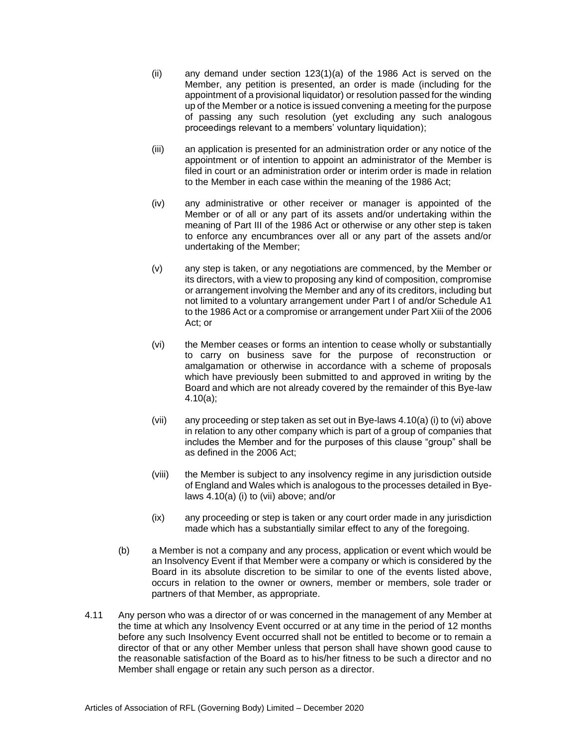(ii) any demand under section 123(1)(a) of the 1986 Act is served on the Member, any petition is presented, an order is made (including for the appointment of a provisional liquidator) or resolution passed for the winding up of the Member or a notice is issued convening a meeting for the purpose of passing any such resolution (yet excluding any such analogous proceedings relevant to a members' voluntary liquidation);

(iii) an application is presented for an administration order or any notice of the appointment or of intention to appoint an administrator of the Member is filed in court or an administration order or interim order is made in relation to the Member in each case within the meaning of the 1986 Act;

(iv) any administrative or other receiver or manager is appointed of the Member or of all or any part of its assets and/or undertaking within the meaning of Part III of the 1986 Act or otherwise or any other step is taken to enforce any encumbrances over all or any part of the assets and/or undertaking of the Member;

(v) any step is taken, or any negotiations are commenced, by the Member or its directors, with a view to proposing any kind of composition, compromise or arrangement involving the Member and any of its creditors, including but not limited to a voluntary arrangement under Part I of and/or Schedule A1 to the 1986 Act or a compromise or arrangement under Part Xiii of the 2006 Act; or

(vi) the Member ceases or forms an intention to cease wholly or substantially to carry on business save for the purpose of reconstruction or amalgamation or otherwise in accordance with a scheme of proposals which have previously been submitted to and approved in writing by the Board and which are not already covered by the remainder of this Bye-law 4.10(a);

(vii) any proceeding or step taken as set out in Bye-laws 4.10(a) (i) to (vi) above in relation to any other company which is part of a group of companies that includes the Member and for the purposes of this clause "group" shall be as defined in the 2006 Act;

(viii) the Member is subject to any insolvency regime in any jurisdiction outside of England and Wales which is analogous to the processes detailed in Bye-laws 4.10(a) (i) to (vii) above; and/or

(ix) any proceeding or step is taken or any court order made in any jurisdiction made which has a substantially similar effect to any of the foregoing.

(b) a Member is not a company and any process, application or event which would be an Insolvency Event if that Member were a company or which is considered by the Board in its absolute discretion to be similar to one of the events listed above, occurs in relation to the owner or owners, member or members, sole trader or partners of that Member, as appropriate.

4.11 Any person who was a director of or was concerned in the management of any Member at the time at which any Insolvency Event occurred or at any time in the period of 12 months before any such Insolvency Event occurred shall not be entitled to become or to remain a director of that or any other Member unless that person shall have shown good cause to the reasonable satisfaction of the Board as to his/her fitness to be such a director and no Member shall engage or retain any such person as a director.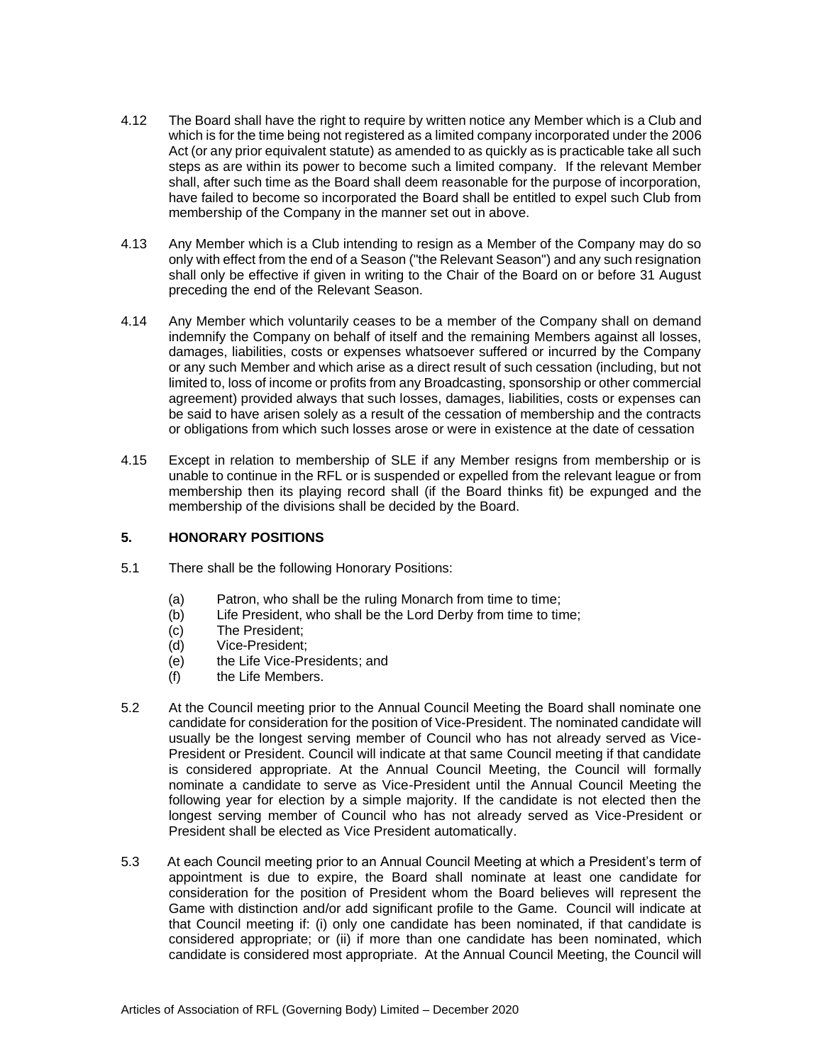4.12 The Board shall have the right to require by written notice any Member which is a Club and which is for the time being not registered as a limited company incorporated under the 2006 Act (or any prior equivalent statute) as amended to as quickly as is practicable take all such steps as are within its power to become such a limited company. If the relevant Member shall, after such time as the Board shall deem reasonable for the purpose of incorporation, have failed to become so incorporated the Board shall be entitled to expel such Club from membership of the Company in the manner set out in above.

4.13 Any Member which is a Club intending to resign as a Member of the Company may do so only with effect from the end of a Season ("the Relevant Season") and any such resignation shall only be effective if given in writing to the Chair of the Board on or before 31 August preceding the end of the Relevant Season.

4.14 Any Member which voluntarily ceases to be a member of the Company shall on demand indemnify the Company on behalf of itself and the remaining Members against all losses, damages, liabilities, costs or expenses whatsoever suffered or incurred by the Company or any such Member and which arise as a direct result of such cessation (including, but not limited to, loss of income or profits from any Broadcasting, sponsorship or other commercial agreement) provided always that such losses, damages, liabilities, costs or expenses can be said to have arisen solely as a result of the cessation of membership and the contracts or obligations from which such losses arose or were in existence at the date of cessation

4.15 Except in relation to membership of SLE if any Member resigns from membership or is unable to continue in the RFL or is suspended or expelled from the relevant league or from membership then its playing record shall (if the Board thinks fit) be expunged and the membership of the divisions shall be decided by the Board.

## 5. HONORARY POSITIONS

5.1 There shall be the following Honorary Positions:

- (a) Patron, who shall be the ruling Monarch from time to time;
- (b) Life President, who shall be the Lord Derby from time to time;
- (c) The President;
- (d) Vice-President;
- (e) the Life Vice-Presidents; and
- (f) the Life Members.

5.2 At the Council meeting prior to the Annual Council Meeting the Board shall nominate one candidate for consideration for the position of Vice-President. The nominated candidate will usually be the longest serving member of Council who has not already served as Vice-President or President. Council will indicate at that same Council meeting if that candidate is considered appropriate. At the Annual Council Meeting, the Council will formally nominate a candidate to serve as Vice-President until the Annual Council Meeting the following year for election by a simple majority. If the candidate is not elected then the longest serving member of Council who has not already served as Vice-President or President shall be elected as Vice President automatically.

5.3 At each Council meeting prior to an Annual Council Meeting at which a President's term of appointment is due to expire, the Board shall nominate at least one candidate for consideration for the position of President whom the Board believes will represent the Game with distinction and/or add significant profile to the Game. Council will indicate at that Council meeting if: (i) only one candidate has been nominated, if that candidate is considered appropriate; or (ii) if more than one candidate has been nominated, which candidate is considered most appropriate. At the Annual Council Meeting, the Council will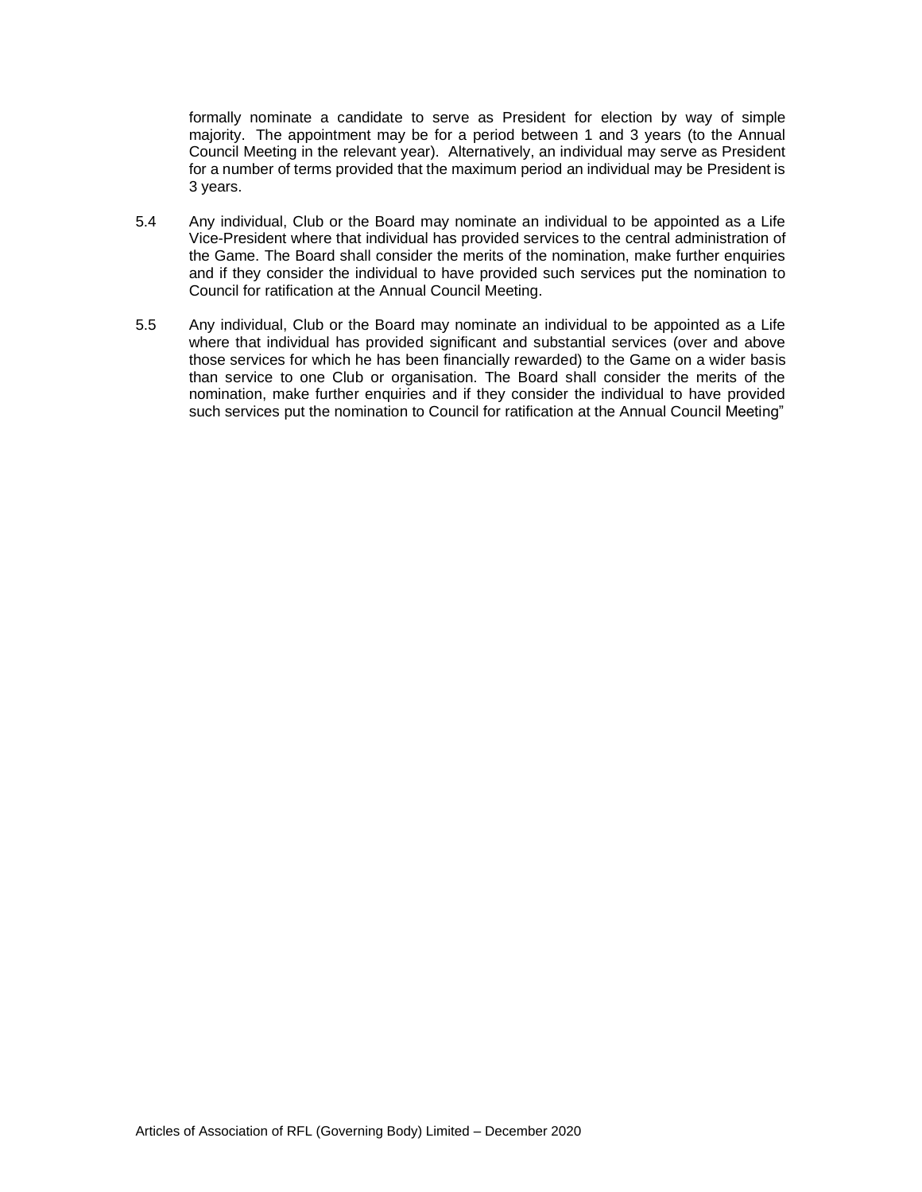formally nominate a candidate to serve as President for election by way of simple majority. The appointment may be for a period between 1 and 3 years (to the Annual Council Meeting in the relevant year). Alternatively, an individual may serve as President for a number of terms provided that the maximum period an individual may be President is 3 years.

5.4 Any individual, Club or the Board may nominate an individual to be appointed as a Life Vice-President where that individual has provided services to the central administration of the Game. The Board shall consider the merits of the nomination, make further enquiries and if they consider the individual to have provided such services put the nomination to Council for ratification at the Annual Council Meeting.

5.5 Any individual, Club or the Board may nominate an individual to be appointed as a Life where that individual has provided significant and substantial services (over and above those services for which he has been financially rewarded) to the Game on a wider basis than service to one Club or organisation. The Board shall consider the merits of the nomination, make further enquiries and if they consider the individual to have provided such services put the nomination to Council for ratification at the Annual Council Meeting"